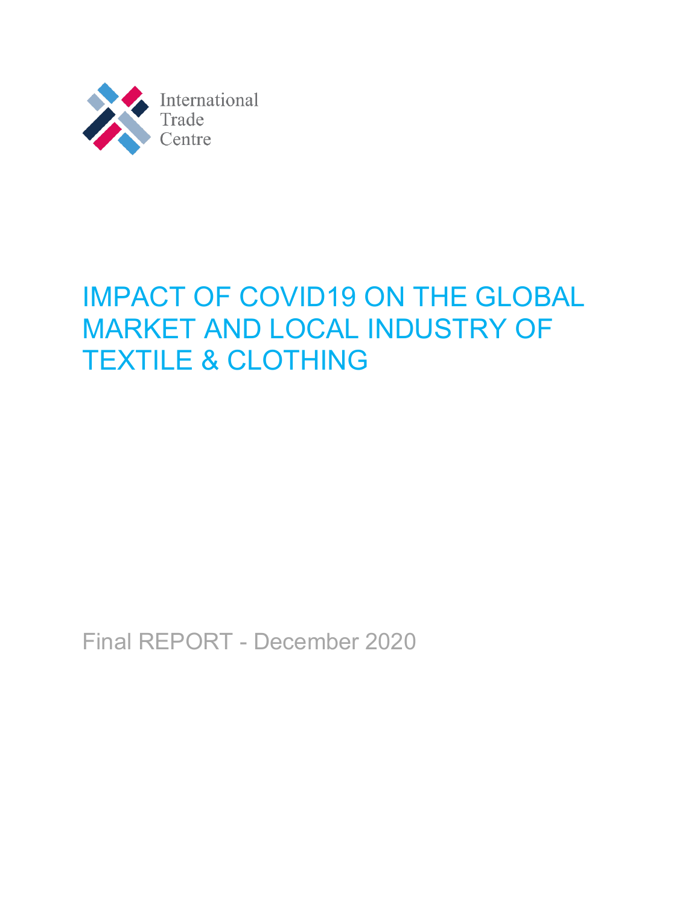International Trade Centre

# IMPACT OF COVID19 ON THE GLOBAL MARKET AND LOCAL INDUSTRY OF TEXTILE & CLOTHING

Final REPORT - December 2020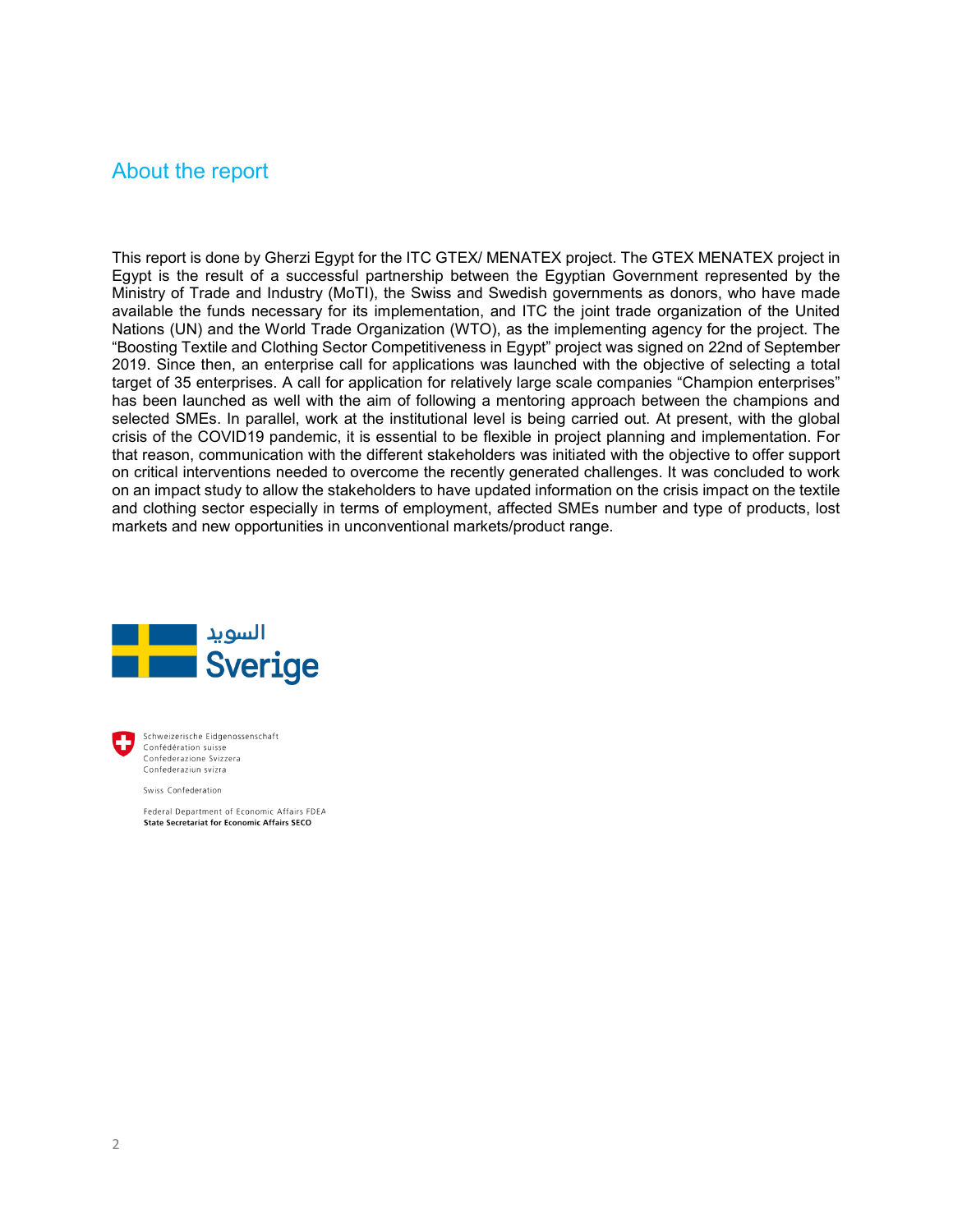## About the report

This report is done by Gherzi Egypt for the ITC GTEX/ MENATEX project. The GTEX MENATEX project in Egypt is the result of a successful partnership between the Egyptian Government represented by the Ministry of Trade and Industry (MoTI), the Swiss and Swedish governments as donors, who have made available the funds necessary for its implementation, and ITC the joint trade organization of the United Nations (UN) and the World Trade Organization (WTO), as the implementing agency for the project. The "Boosting Textile and Clothing Sector Competitiveness in Egypt" project was signed on 22nd of September 2019. Since then, an enterprise call for applications was launched with the objective of selecting a total target of 35 enterprises. A call for application for relatively large scale companies "Champion enterprises" has been launched as well with the aim of following a mentoring approach between the champions and selected SMEs. In parallel, work at the institutional level is being carried out. At present, with the global crisis of the COVID19 pandemic, it is essential to be flexible in project planning and implementation. For that reason, communication with the different stakeholders was initiated with the objective to offer support on critical interventions needed to overcome the recently generated challenges. It was concluded to work on an impact study to allow the stakeholders to have updated information on the crisis impact on the textile and clothing sector especially in terms of employment, affected SMEs number and type of products, lost markets and new opportunities in unconventional markets/product range.

السويد
Sverige

Schweizerische Eidgenossenschaft
Confédération suisse
Confederazione Svizzera
Confederaziun svizra

Swiss Confederation

Federal Department of Economic Affairs FDEA
**State Secretariat for Economic Affairs SECO**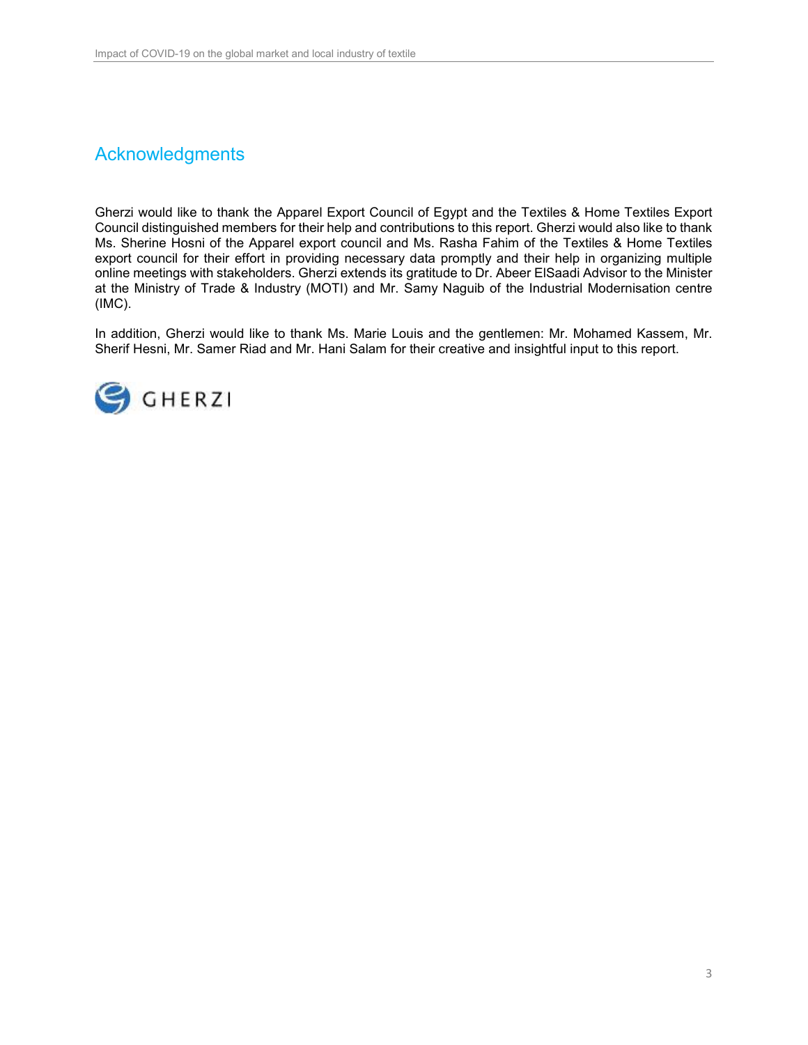# Acknowledgments

Gherzi would like to thank the Apparel Export Council of Egypt and the Textiles & Home Textiles Export Council distinguished members for their help and contributions to this report. Gherzi would also like to thank Ms. Sherine Hosni of the Apparel export council and Ms. Rasha Fahim of the Textiles & Home Textiles export council for their effort in providing necessary data promptly and their help in organizing multiple online meetings with stakeholders. Gherzi extends its gratitude to Dr. Abeer ElSaadi Advisor to the Minister at the Ministry of Trade & Industry (MOTI) and Mr. Samy Naguib of the Industrial Modernisation centre (IMC).

In addition, Gherzi would like to thank Ms. Marie Louis and the gentlemen: Mr. Mohamed Kassem, Mr. Sherif Hesni, Mr. Samer Riad and Mr. Hani Salam for their creative and insightful input to this report.

GHERZI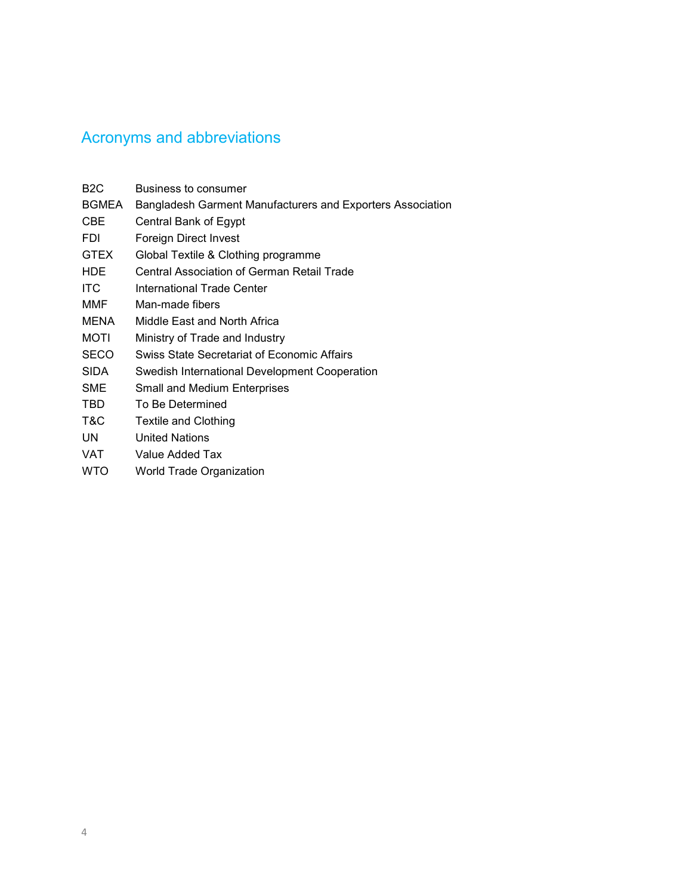## Acronyms and abbreviations

| | |
|---|---|
| B2C | Business to consumer |
| BGMEA | Bangladesh Garment Manufacturers and Exporters Association |
| CBE | Central Bank of Egypt |
| FDI | Foreign Direct Invest |
| GTEX | Global Textile & Clothing programme |
| HDE | Central Association of German Retail Trade |
| ITC | International Trade Center |
| MMF | Man-made fibers |
| MENA | Middle East and North Africa |
| MOTI | Ministry of Trade and Industry |
| SECO | Swiss State Secretariat of Economic Affairs |
| SIDA | Swedish International Development Cooperation |
| SME | Small and Medium Enterprises |
| TBD | To Be Determined |
| T&C | Textile and Clothing |
| UN | United Nations |
| VAT | Value Added Tax |
| WTO | World Trade Organization |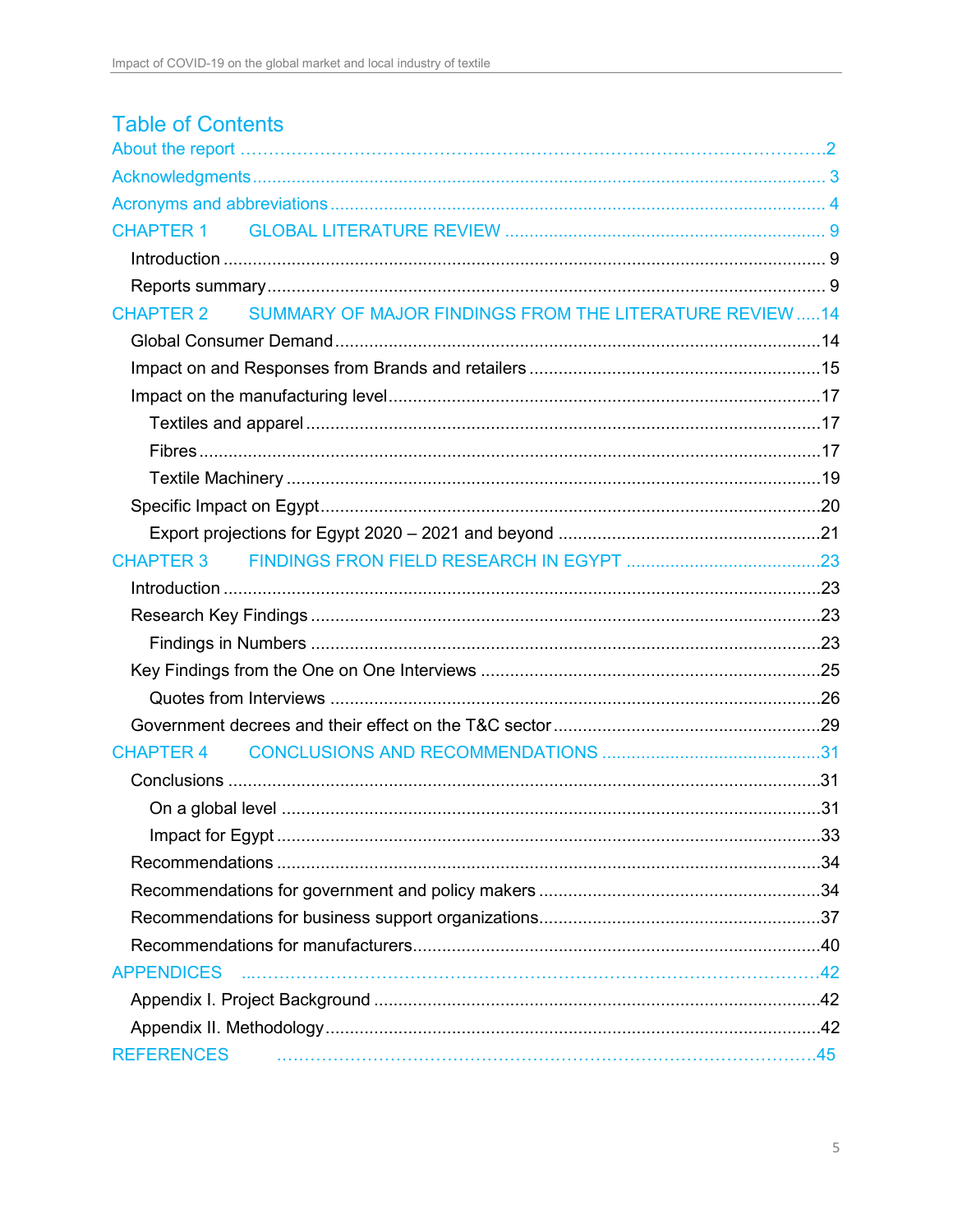# Table of Contents

- About the report ........................................................................................... 2
- Acknowledgments ........................................................................................... 3
- Acronyms and abbreviations ............................................................................ 4
- CHAPTER 1 GLOBAL LITERATURE REVIEW ........................................................ 9
  - Introduction ........................................................................................... 9
  - Reports summary ..................................................................................... 9
- CHAPTER 2 SUMMARY OF MAJOR FINDINGS FROM THE LITERATURE REVIEW ..... 14
  - Global Consumer Demand ........................................................................ 14
  - Impact on and Responses from Brands and retailers ...................................... 15
  - Impact on the manufacturing level ............................................................. 17
    - Textiles and apparel ........................................................................... 17
    - Fibres ................................................................................................ 17
    - Textile Machinery ............................................................................... 19
  - Specific Impact on Egypt .......................................................................... 20
    - Export projections for Egypt 2020 – 2021 and beyond ................................ 21
- CHAPTER 3 FINDINGS FRON FIELD RESEARCH IN EGYPT ...................................... 23
  - Introduction ........................................................................................... 23
  - Research Key Findings ............................................................................. 23
    - Findings in Numbers ............................................................................ 23
  - Key Findings from the One on One Interviews ............................................... 25
    - Quotes from Interviews ........................................................................ 26
  - Government decrees and their effect on the T&C sector ................................. 29
- CHAPTER 4 CONCLUSIONS AND RECOMMENDATIONS ............................................ 31
  - Conclusions ........................................................................................... 31
    - On a global level ................................................................................. 31
    - Impact for Egypt ................................................................................. 33
  - Recommendations ................................................................................... 34
  - Recommendations for government and policy makers ..................................... 34
  - Recommendations for business support organizations ..................................... 37
  - Recommendations for manufacturers ........................................................... 40
- APPENDICES ................................................................................................ 42
  - Appendix I. Project Background ................................................................ 42
  - Appendix II. Methodology ......................................................................... 42
- REFERENCES ............................................................................................... 45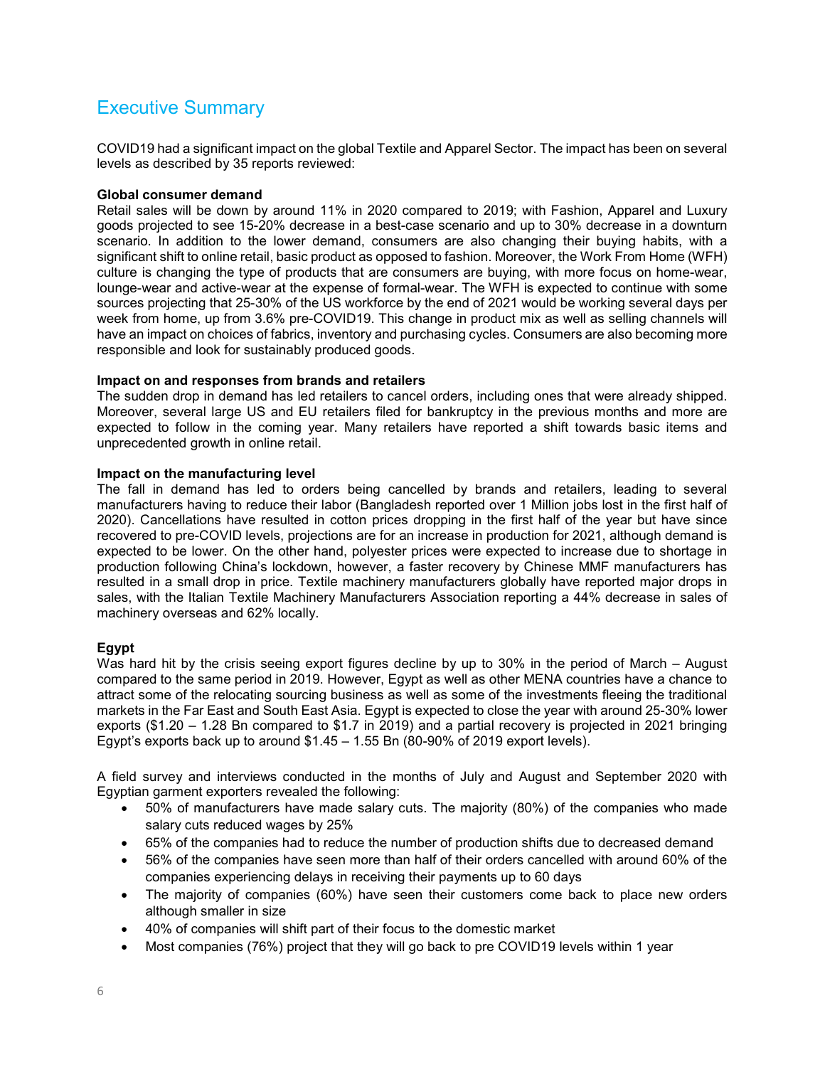# Executive Summary

COVID19 had a significant impact on the global Textile and Apparel Sector. The impact has been on several levels as described by 35 reports reviewed:

**Global consumer demand**
Retail sales will be down by around 11% in 2020 compared to 2019; with Fashion, Apparel and Luxury goods projected to see 15-20% decrease in a best-case scenario and up to 30% decrease in a downturn scenario. In addition to the lower demand, consumers are also changing their buying habits, with a significant shift to online retail, basic product as opposed to fashion. Moreover, the Work From Home (WFH) culture is changing the type of products that are consumers are buying, with more focus on home-wear, lounge-wear and active-wear at the expense of formal-wear. The WFH is expected to continue with some sources projecting that 25-30% of the US workforce by the end of 2021 would be working several days per week from home, up from 3.6% pre-COVID19. This change in product mix as well as selling channels will have an impact on choices of fabrics, inventory and purchasing cycles. Consumers are also becoming more responsible and look for sustainably produced goods.

**Impact on and responses from brands and retailers**
The sudden drop in demand has led retailers to cancel orders, including ones that were already shipped. Moreover, several large US and EU retailers filed for bankruptcy in the previous months and more are expected to follow in the coming year. Many retailers have reported a shift towards basic items and unprecedented growth in online retail.

**Impact on the manufacturing level**
The fall in demand has led to orders being cancelled by brands and retailers, leading to several manufacturers having to reduce their labor (Bangladesh reported over 1 Million jobs lost in the first half of 2020). Cancellations have resulted in cotton prices dropping in the first half of the year but have since recovered to pre-COVID levels, projections are for an increase in production for 2021, although demand is expected to be lower. On the other hand, polyester prices were expected to increase due to shortage in production following China's lockdown, however, a faster recovery by Chinese MMF manufacturers has resulted in a small drop in price. Textile machinery manufacturers globally have reported major drops in sales, with the Italian Textile Machinery Manufacturers Association reporting a 44% decrease in sales of machinery overseas and 62% locally.

**Egypt**
Was hard hit by the crisis seeing export figures decline by up to 30% in the period of March – August compared to the same period in 2019. However, Egypt as well as other MENA countries have a chance to attract some of the relocating sourcing business as well as some of the investments fleeing the traditional markets in the Far East and South East Asia. Egypt is expected to close the year with around 25-30% lower exports ($1.20 – 1.28 Bn compared to $1.7 in 2019) and a partial recovery is projected in 2021 bringing Egypt's exports back up to around $1.45 – 1.55 Bn (80-90% of 2019 export levels).

A field survey and interviews conducted in the months of July and August and September 2020 with Egyptian garment exporters revealed the following:

- 50% of manufacturers have made salary cuts. The majority (80%) of the companies who made salary cuts reduced wages by 25%
- 65% of the companies had to reduce the number of production shifts due to decreased demand
- 56% of the companies have seen more than half of their orders cancelled with around 60% of the companies experiencing delays in receiving their payments up to 60 days
- The majority of companies (60%) have seen their customers come back to place new orders although smaller in size
- 40% of companies will shift part of their focus to the domestic market
- Most companies (76%) project that they will go back to pre COVID19 levels within 1 year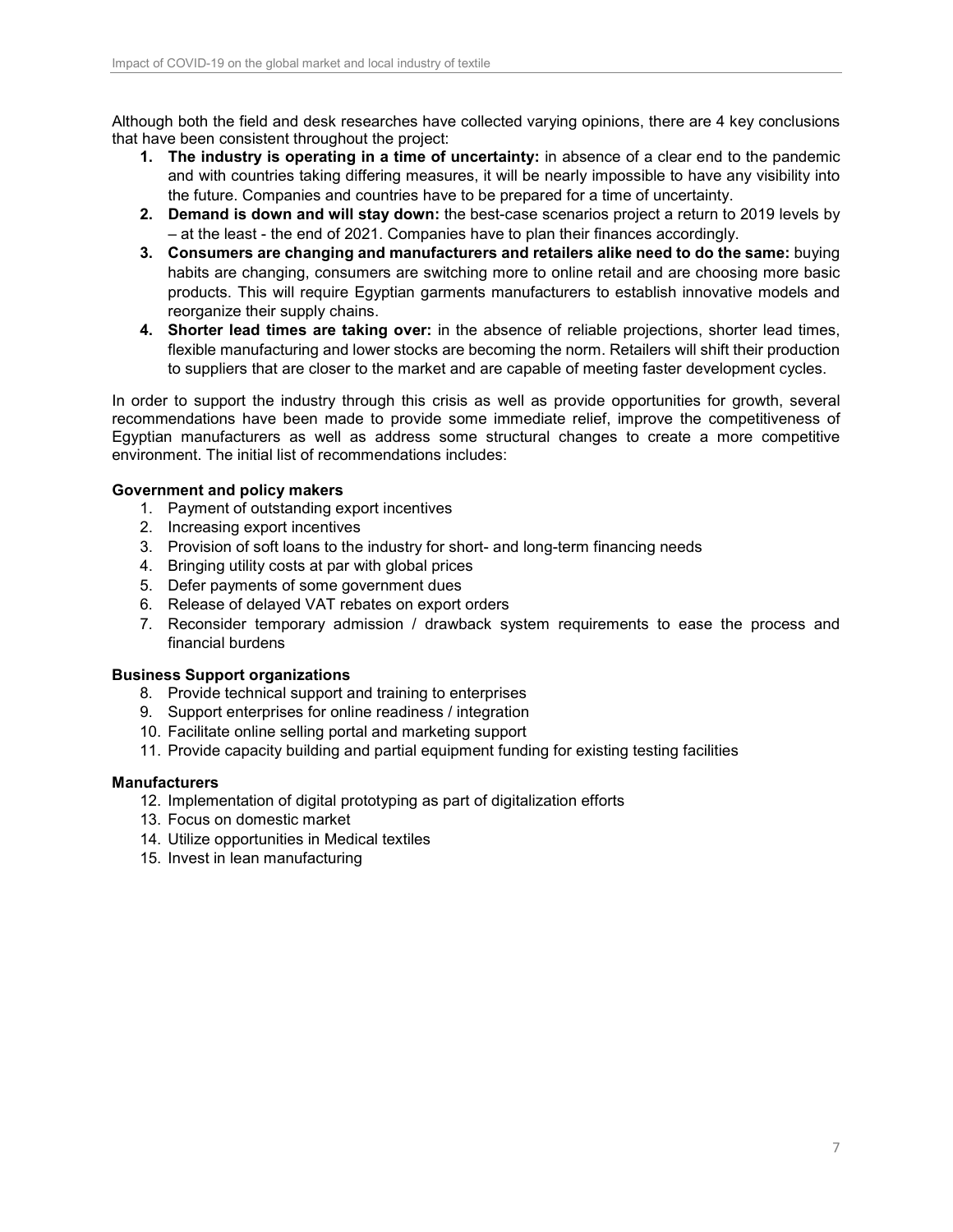Although both the field and desk researches have collected varying opinions, there are 4 key conclusions that have been consistent throughout the project:

1. **The industry is operating in a time of uncertainty:** in absence of a clear end to the pandemic and with countries taking differing measures, it will be nearly impossible to have any visibility into the future. Companies and countries have to be prepared for a time of uncertainty.
2. **Demand is down and will stay down:** the best-case scenarios project a return to 2019 levels by – at the least - the end of 2021. Companies have to plan their finances accordingly.
3. **Consumers are changing and manufacturers and retailers alike need to do the same:** buying habits are changing, consumers are switching more to online retail and are choosing more basic products. This will require Egyptian garments manufacturers to establish innovative models and reorganize their supply chains.
4. **Shorter lead times are taking over:** in the absence of reliable projections, shorter lead times, flexible manufacturing and lower stocks are becoming the norm. Retailers will shift their production to suppliers that are closer to the market and are capable of meeting faster development cycles.

In order to support the industry through this crisis as well as provide opportunities for growth, several recommendations have been made to provide some immediate relief, improve the competitiveness of Egyptian manufacturers as well as address some structural changes to create a more competitive environment. The initial list of recommendations includes:

**Government and policy makers**

1. Payment of outstanding export incentives
2. Increasing export incentives
3. Provision of soft loans to the industry for short- and long-term financing needs
4. Bringing utility costs at par with global prices
5. Defer payments of some government dues
6. Release of delayed VAT rebates on export orders
7. Reconsider temporary admission / drawback system requirements to ease the process and financial burdens

**Business Support organizations**

8. Provide technical support and training to enterprises
9. Support enterprises for online readiness / integration
10. Facilitate online selling portal and marketing support
11. Provide capacity building and partial equipment funding for existing testing facilities

**Manufacturers**

12. Implementation of digital prototyping as part of digitalization efforts
13. Focus on domestic market
14. Utilize opportunities in Medical textiles
15. Invest in lean manufacturing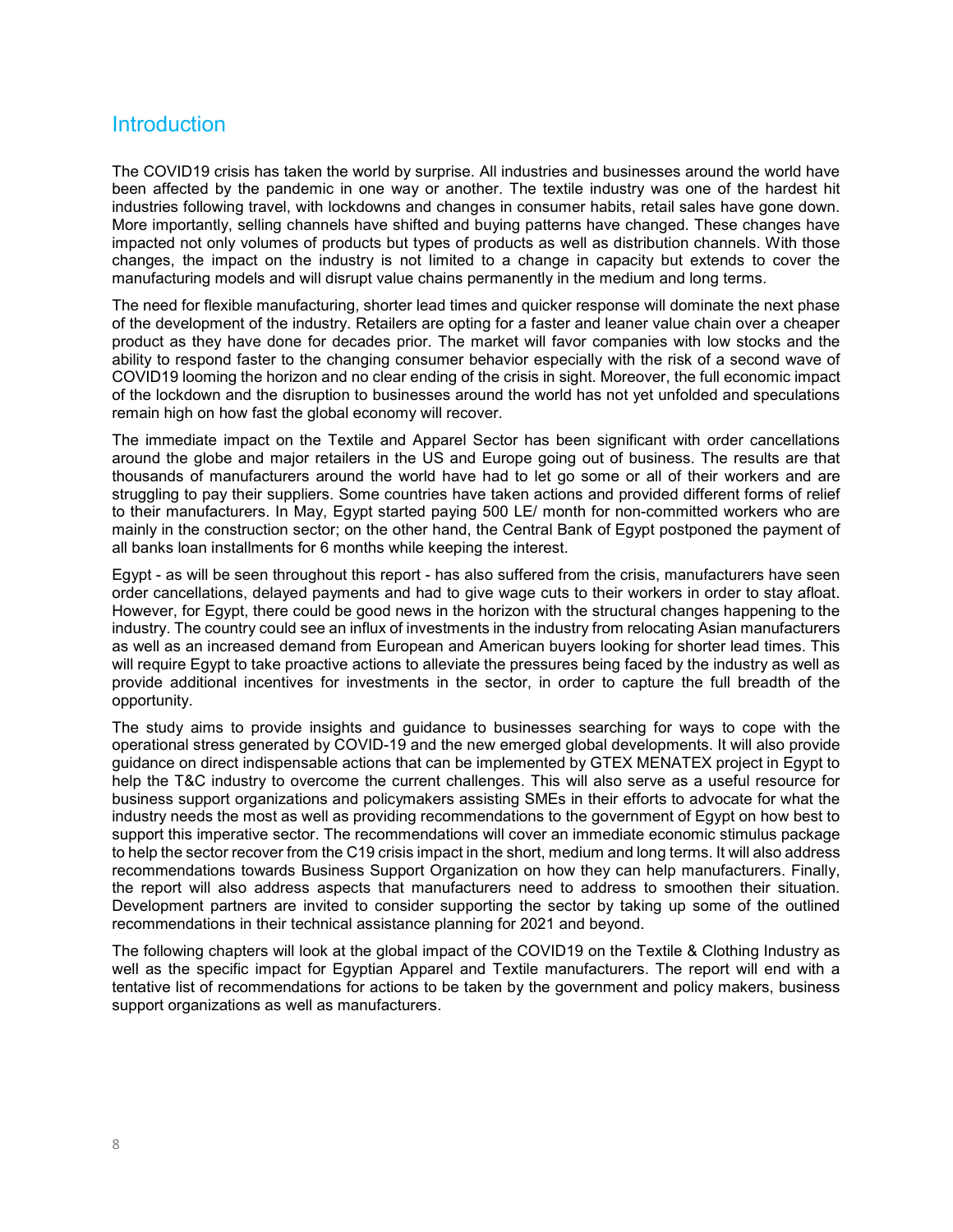## Introduction

The COVID19 crisis has taken the world by surprise. All industries and businesses around the world have been affected by the pandemic in one way or another. The textile industry was one of the hardest hit industries following travel, with lockdowns and changes in consumer habits, retail sales have gone down. More importantly, selling channels have shifted and buying patterns have changed. These changes have impacted not only volumes of products but types of products as well as distribution channels. With those changes, the impact on the industry is not limited to a change in capacity but extends to cover the manufacturing models and will disrupt value chains permanently in the medium and long terms.

The need for flexible manufacturing, shorter lead times and quicker response will dominate the next phase of the development of the industry. Retailers are opting for a faster and leaner value chain over a cheaper product as they have done for decades prior. The market will favor companies with low stocks and the ability to respond faster to the changing consumer behavior especially with the risk of a second wave of COVID19 looming the horizon and no clear ending of the crisis in sight. Moreover, the full economic impact of the lockdown and the disruption to businesses around the world has not yet unfolded and speculations remain high on how fast the global economy will recover.

The immediate impact on the Textile and Apparel Sector has been significant with order cancellations around the globe and major retailers in the US and Europe going out of business. The results are that thousands of manufacturers around the world have had to let go some or all of their workers and are struggling to pay their suppliers. Some countries have taken actions and provided different forms of relief to their manufacturers. In May, Egypt started paying 500 LE/ month for non-committed workers who are mainly in the construction sector; on the other hand, the Central Bank of Egypt postponed the payment of all banks loan installments for 6 months while keeping the interest.

Egypt - as will be seen throughout this report - has also suffered from the crisis, manufacturers have seen order cancellations, delayed payments and had to give wage cuts to their workers in order to stay afloat. However, for Egypt, there could be good news in the horizon with the structural changes happening to the industry. The country could see an influx of investments in the industry from relocating Asian manufacturers as well as an increased demand from European and American buyers looking for shorter lead times. This will require Egypt to take proactive actions to alleviate the pressures being faced by the industry as well as provide additional incentives for investments in the sector, in order to capture the full breadth of the opportunity.

The study aims to provide insights and guidance to businesses searching for ways to cope with the operational stress generated by COVID-19 and the new emerged global developments. It will also provide guidance on direct indispensable actions that can be implemented by GTEX MENATEX project in Egypt to help the T&C industry to overcome the current challenges. This will also serve as a useful resource for business support organizations and policymakers assisting SMEs in their efforts to advocate for what the industry needs the most as well as providing recommendations to the government of Egypt on how best to support this imperative sector. The recommendations will cover an immediate economic stimulus package to help the sector recover from the C19 crisis impact in the short, medium and long terms. It will also address recommendations towards Business Support Organization on how they can help manufacturers. Finally, the report will also address aspects that manufacturers need to address to smoothen their situation. Development partners are invited to consider supporting the sector by taking up some of the outlined recommendations in their technical assistance planning for 2021 and beyond.

The following chapters will look at the global impact of the COVID19 on the Textile & Clothing Industry as well as the specific impact for Egyptian Apparel and Textile manufacturers. The report will end with a tentative list of recommendations for actions to be taken by the government and policy makers, business support organizations as well as manufacturers.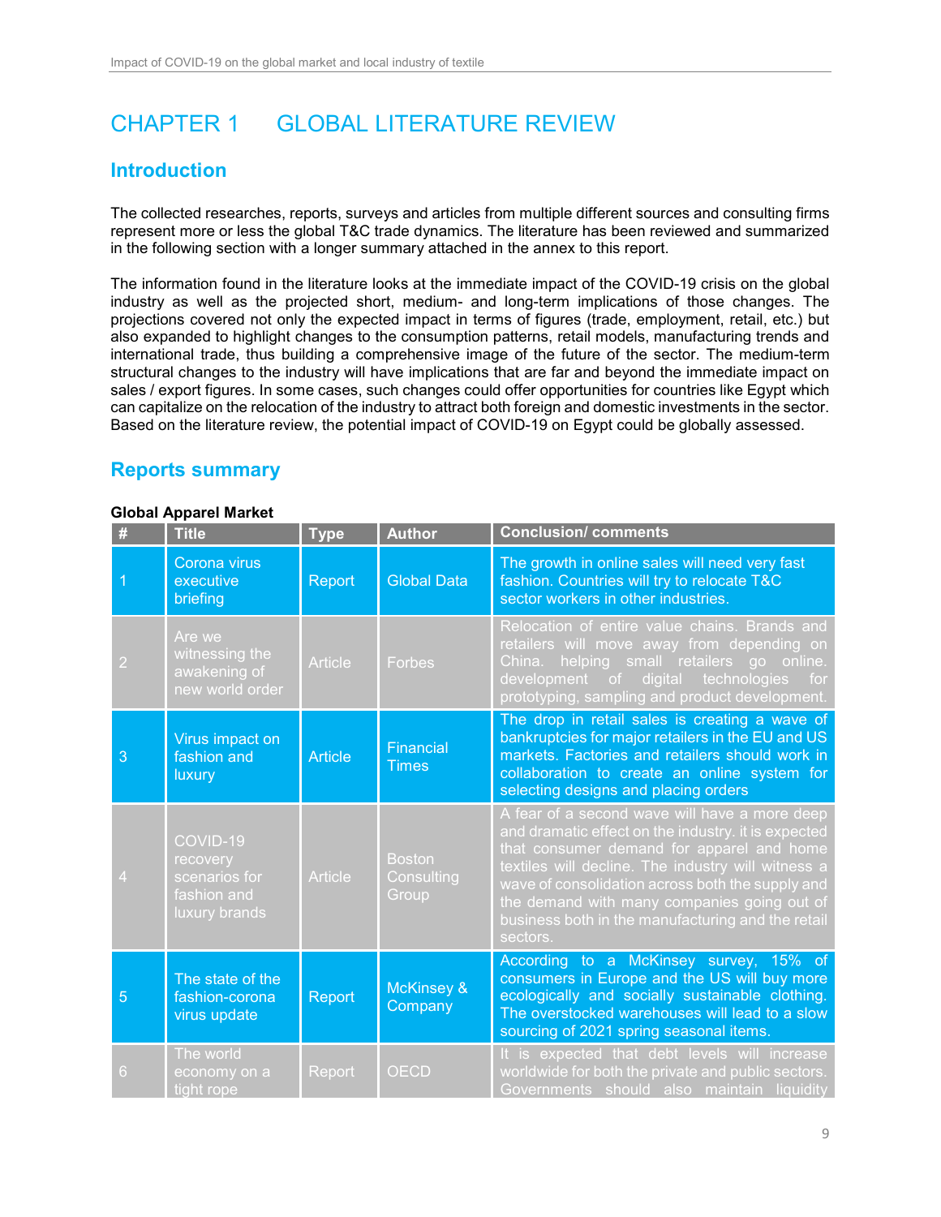# CHAPTER 1 GLOBAL LITERATURE REVIEW

## Introduction

The collected researches, reports, surveys and articles from multiple different sources and consulting firms represent more or less the global T&C trade dynamics. The literature has been reviewed and summarized in the following section with a longer summary attached in the annex to this report.

The information found in the literature looks at the immediate impact of the COVID-19 crisis on the global industry as well as the projected short, medium- and long-term implications of those changes. The projections covered not only the expected impact in terms of figures (trade, employment, retail, etc.) but also expanded to highlight changes to the consumption patterns, retail models, manufacturing trends and international trade, thus building a comprehensive image of the future of the sector. The medium-term structural changes to the industry will have implications that are far and beyond the immediate impact on sales / export figures. In some cases, such changes could offer opportunities for countries like Egypt which can capitalize on the relocation of the industry to attract both foreign and domestic investments in the sector. Based on the literature review, the potential impact of COVID-19 on Egypt could be globally assessed.

## Reports summary

**Global Apparel Market**

| # | Title | Type | Author | Conclusion/ comments |
|---|---|---|---|---|
| 1 | Corona virus executive briefing | Report | Global Data | The growth in online sales will need very fast fashion. Countries will try to relocate T&C sector workers in other industries. |
| 2 | Are we witnessing the awakening of new world order | Article | Forbes | Relocation of entire value chains. Brands and retailers will move away from depending on China. helping small retailers go online. development of digital technologies for prototyping, sampling and product development. |
| 3 | Virus impact on fashion and luxury | Article | Financial Times | The drop in retail sales is creating a wave of bankruptcies for major retailers in the EU and US markets. Factories and retailers should work in collaboration to create an online system for selecting designs and placing orders |
| 4 | COVID-19 recovery scenarios for fashion and luxury brands | Article | Boston Consulting Group | A fear of a second wave will have a more deep and dramatic effect on the industry. it is expected that consumer demand for apparel and home textiles will decline. The industry will witness a wave of consolidation across both the supply and the demand with many companies going out of business both in the manufacturing and the retail sectors. |
| 5 | The state of the fashion-corona virus update | Report | McKinsey & Company | According to a McKinsey survey, 15% of consumers in Europe and the US will buy more ecologically and socially sustainable clothing. The overstocked warehouses will lead to a slow sourcing of 2021 spring seasonal items. |
| 6 | The world economy on a tight rope | Report | OECD | It is expected that debt levels will increase worldwide for both the private and public sectors. Governments should also maintain liquidity |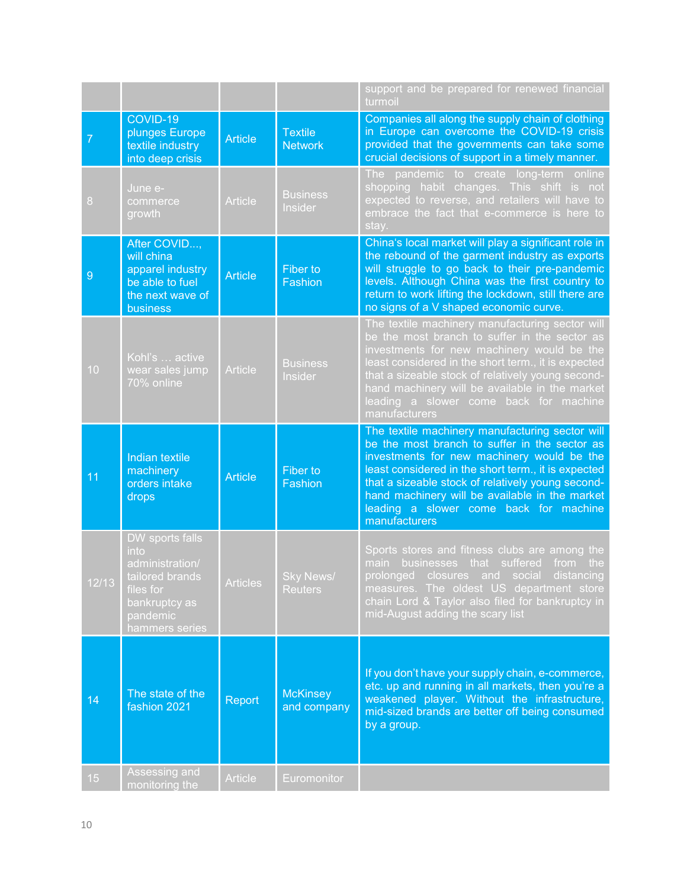| | | | | |
|---|---|---|---|---|
| | | | | support and be prepared for renewed financial turmoil |
| 7 | COVID-19 plunges Europe textile industry into deep crisis | Article | Textile Network | Companies all along the supply chain of clothing in Europe can overcome the COVID-19 crisis provided that the governments can take some crucial decisions of support in a timely manner. |
| 8 | June e-commerce growth | Article | Business Insider | The pandemic to create long-term online shopping habit changes. This shift is not expected to reverse, and retailers will have to embrace the fact that e-commerce is here to stay. |
| 9 | After COVID..., will china apparel industry be able to fuel the next wave of business | Article | Fiber to Fashion | China's local market will play a significant role in the rebound of the garment industry as exports will struggle to go back to their pre-pandemic levels. Although China was the first country to return to work lifting the lockdown, still there are no signs of a V shaped economic curve. |
| 10 | Kohl's … active wear sales jump 70% online | Article | Business Insider | The textile machinery manufacturing sector will be the most branch to suffer in the sector as investments for new machinery would be the least considered in the short term., it is expected that a sizeable stock of relatively young second-hand machinery will be available in the market leading a slower come back for machine manufacturers |
| 11 | Indian textile machinery orders intake drops | Article | Fiber to Fashion | The textile machinery manufacturing sector will be the most branch to suffer in the sector as investments for new machinery would be the least considered in the short term., it is expected that a sizeable stock of relatively young second-hand machinery will be available in the market leading a slower come back for machine manufacturers |
| 12/13 | DW sports falls into administration/ tailored brands files for bankruptcy as pandemic hammers series | Articles | Sky News/ Reuters | Sports stores and fitness clubs are among the main businesses that suffered from the prolonged closures and social distancing measures. The oldest US department store chain Lord & Taylor also filed for bankruptcy in mid-August adding the scary list |
| 14 | The state of the fashion 2021 | Report | McKinsey and company | If you don't have your supply chain, e-commerce, etc. up and running in all markets, then you're a weakened player. Without the infrastructure, mid-sized brands are better off being consumed by a group. |
| 15 | Assessing and monitoring the | Article | Euromonitor | |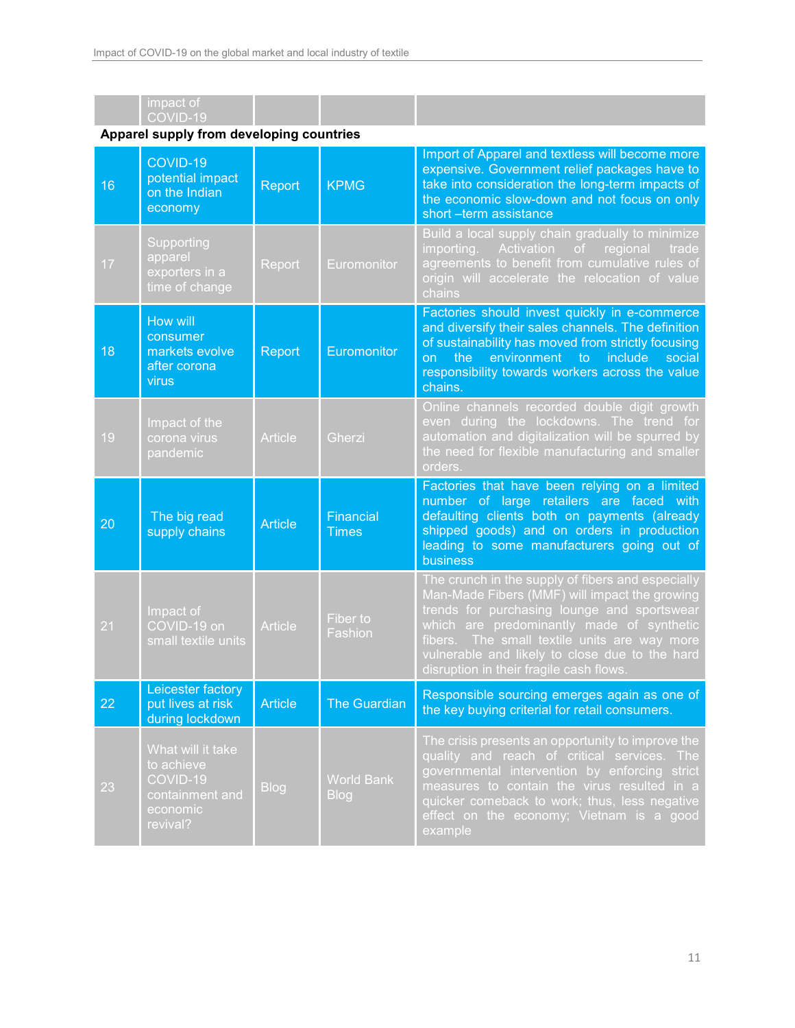| | impact of COVID-19 | | | |
|---|---|---|---|---|
| **Apparel supply from developing countries** | | | | |
| 16 | COVID-19 potential impact on the Indian economy | Report | KPMG | Import of Apparel and textless will become more expensive. Government relief packages have to take into consideration the long-term impacts of the economic slow-down and not focus on only short –term assistance |
| 17 | Supporting apparel exporters in a time of change | Report | Euromonitor | Build a local supply chain gradually to minimize importing. Activation of regional trade agreements to benefit from cumulative rules of origin will accelerate the relocation of value chains |
| 18 | How will consumer markets evolve after corona virus | Report | Euromonitor | Factories should invest quickly in e-commerce and diversify their sales channels. The definition of sustainability has moved from strictly focusing on the environment to include social responsibility towards workers across the value chains. |
| 19 | Impact of the corona virus pandemic | Article | Gherzi | Online channels recorded double digit growth even during the lockdowns. The trend for automation and digitalization will be spurred by the need for flexible manufacturing and smaller orders. |
| 20 | The big read supply chains | Article | Financial Times | Factories that have been relying on a limited number of large retailers are faced with defaulting clients both on payments (already shipped goods) and on orders in production leading to some manufacturers going out of business |
| 21 | Impact of COVID-19 on small textile units | Article | Fiber to Fashion | The crunch in the supply of fibers and especially Man-Made Fibers (MMF) will impact the growing trends for purchasing lounge and sportswear which are predominantly made of synthetic fibers. The small textile units are way more vulnerable and likely to close due to the hard disruption in their fragile cash flows. |
| 22 | Leicester factory put lives at risk during lockdown | Article | The Guardian | Responsible sourcing emerges again as one of the key buying criterial for retail consumers. |
| 23 | What will it take to achieve COVID-19 containment and economic revival? | Blog | World Bank Blog | The crisis presents an opportunity to improve the quality and reach of critical services. The governmental intervention by enforcing strict measures to contain the virus resulted in a quicker comeback to work; thus, less negative effect on the economy; Vietnam is a good example |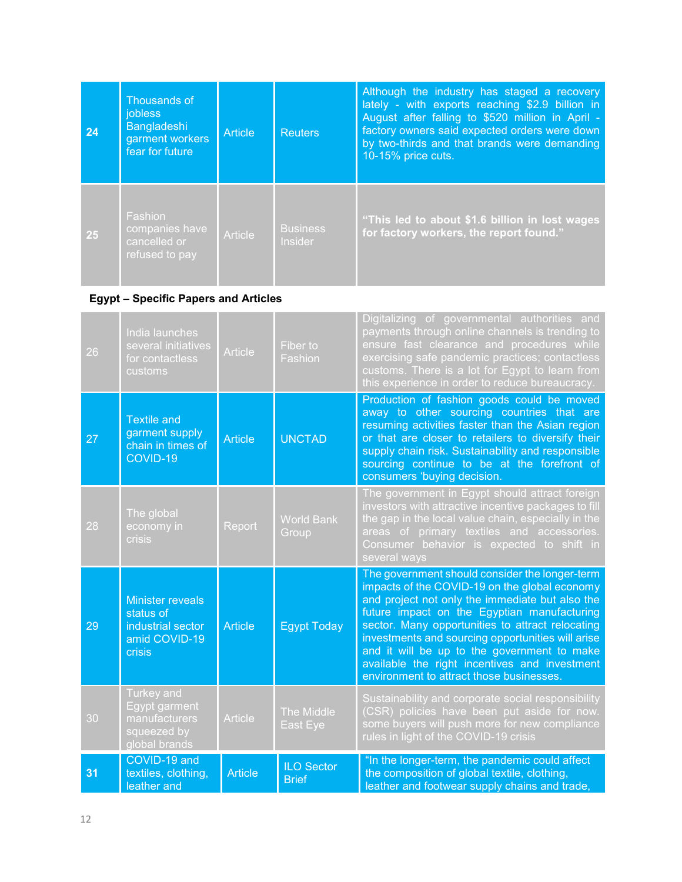| | | | | |
|---|---|---|---|---|
| **24** | Thousands of jobless Bangladeshi garment workers fear for future | Article | Reuters | Although the industry has staged a recovery lately - with exports reaching $2.9 billion in August after falling to $520 million in April - factory owners said expected orders were down by two-thirds and that brands were demanding 10-15% price cuts. |
| **25** | Fashion companies have cancelled or refused to pay | Article | Business Insider | **"This led to about $1.6 billion in lost wages for factory workers, the report found."** |

**Egypt – Specific Papers and Articles**

| | | | | |
|---|---|---|---|---|
| 26 | India launches several initiatives for contactless customs | Article | Fiber to Fashion | Digitalizing of governmental authorities and payments through online channels is trending to ensure fast clearance and procedures while exercising safe pandemic practices; contactless customs. There is a lot for Egypt to learn from this experience in order to reduce bureaucracy. |
| 27 | Textile and garment supply chain in times of COVID-19 | Article | UNCTAD | Production of fashion goods could be moved away to other sourcing countries that are resuming activities faster than the Asian region or that are closer to retailers to diversify their supply chain risk. Sustainability and responsible sourcing continue to be at the forefront of consumers 'buying decision. |
| 28 | The global economy in crisis | Report | World Bank Group | The government in Egypt should attract foreign investors with attractive incentive packages to fill the gap in the local value chain, especially in the areas of primary textiles and accessories. Consumer behavior is expected to shift in several ways |
| 29 | Minister reveals status of industrial sector amid COVID-19 crisis | Article | Egypt Today | The government should consider the longer-term impacts of the COVID-19 on the global economy and project not only the immediate but also the future impact on the Egyptian manufacturing sector. Many opportunities to attract relocating investments and sourcing opportunities will arise and it will be up to the government to make available the right incentives and investment environment to attract those businesses. |
| 30 | Turkey and Egypt garment manufacturers squeezed by global brands | Article | The Middle East Eye | Sustainability and corporate social responsibility (CSR) policies have been put aside for now. some buyers will push more for new compliance rules in light of the COVID-19 crisis |
| **31** | COVID-19 and textiles, clothing, leather and | Article | ILO Sector Brief | "In the longer-term, the pandemic could affect the composition of global textile, clothing, leather and footwear supply chains and trade, |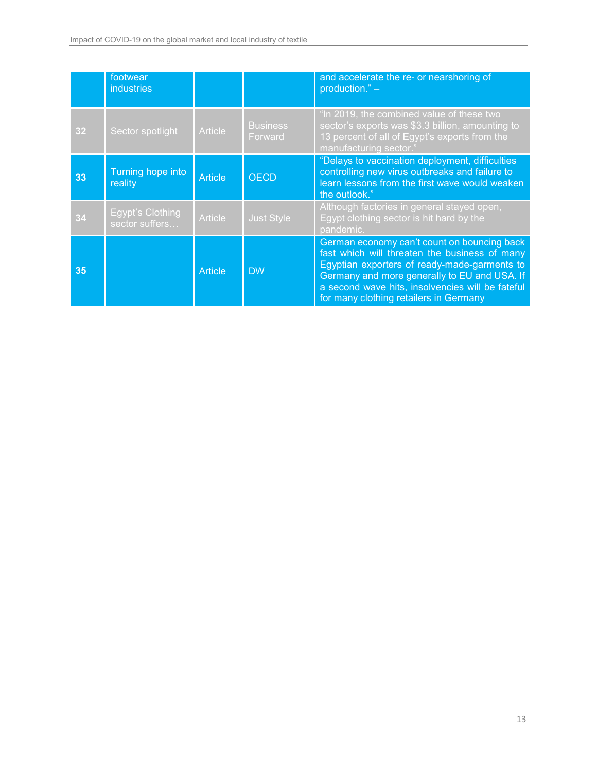| | | | | |
|---|---|---|---|---|
| | footwear industries | | | and accelerate the re- or nearshoring of production." – |
| 32 | Sector spotlight | Article | Business Forward | "In 2019, the combined value of these two sector's exports was $3.3 billion, amounting to 13 percent of all of Egypt's exports from the manufacturing sector." |
| 33 | Turning hope into reality | Article | OECD | "Delays to vaccination deployment, difficulties controlling new virus outbreaks and failure to learn lessons from the first wave would weaken the outlook." |
| 34 | Egypt's Clothing sector suffers… | Article | Just Style | Although factories in general stayed open, Egypt clothing sector is hit hard by the pandemic. |
| 35 | | Article | DW | German economy can't count on bouncing back fast which will threaten the business of many Egyptian exporters of ready-made-garments to Germany and more generally to EU and USA. If a second wave hits, insolvencies will be fateful for many clothing retailers in Germany |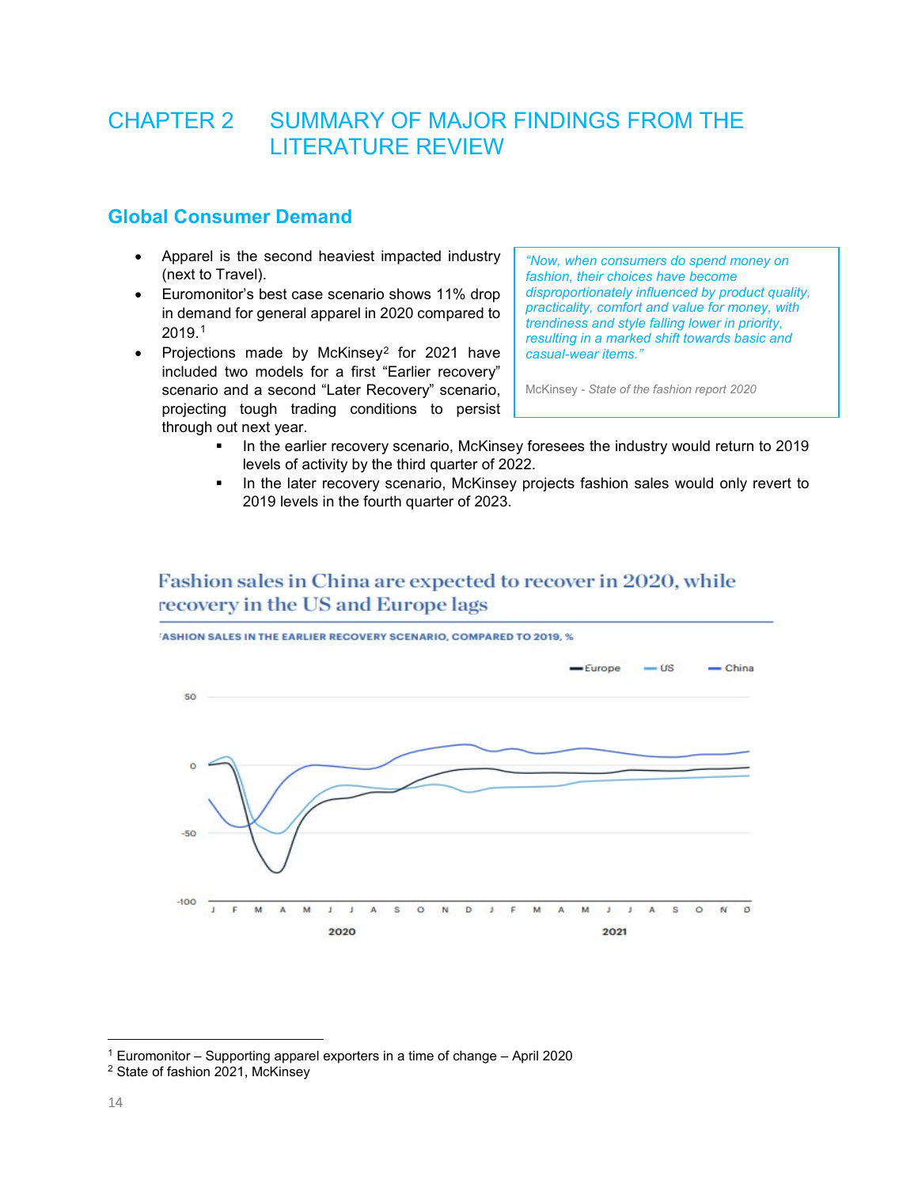# CHAPTER 2 SUMMARY OF MAJOR FINDINGS FROM THE LITERATURE REVIEW

## Global Consumer Demand

> *"Now, when consumers do spend money on fashion, their choices have become disproportionately influenced by product quality, practicality, comfort and value for money, with trendiness and style falling lower in priority, resulting in a marked shift towards basic and casual-wear items."*
>
> McKinsey - *State of the fashion report 2020*

- Apparel is the second heaviest impacted industry (next to Travel).
- Euromonitor's best case scenario shows 11% drop in demand for general apparel in 2020 compared to 2019.[1]
- Projections made by McKinsey[2] for 2021 have included two models for a first "Earlier recovery" scenario and a second "Later Recovery" scenario, projecting tough trading conditions to persist through out next year.
  - In the earlier recovery scenario, McKinsey foresees the industry would return to 2019 levels of activity by the third quarter of 2022.
  - In the later recovery scenario, McKinsey projects fashion sales would only revert to 2019 levels in the fourth quarter of 2023.

Fashion sales in China are expected to recover in 2020, while recovery in the US and Europe lags

FASHION SALES IN THE EARLIER RECOVERY SCENARIO, COMPARED TO 2019, %

---

[1] Euromonitor – Supporting apparel exporters in a time of change – April 2020

[2] State of fashion 2021, McKinsey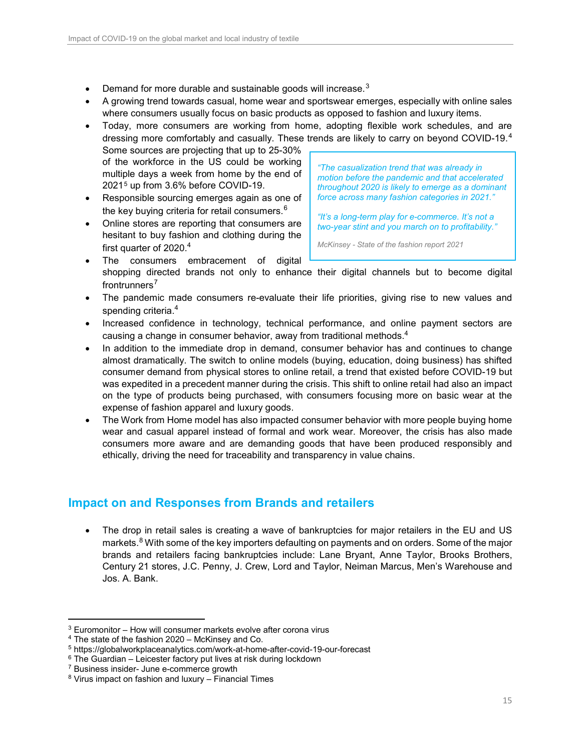- Demand for more durable and sustainable goods will increase.[3]
- A growing trend towards casual, home wear and sportswear emerges, especially with online sales where consumers usually focus on basic products as opposed to fashion and luxury items.
- Today, more consumers are working from home, adopting flexible work schedules, and are dressing more comfortably and casually. These trends are likely to carry on beyond COVID-19.[4] Some sources are projecting that up to 25-30% of the workforce in the US could be working multiple days a week from home by the end of 2021[5] up from 3.6% before COVID-19.
- Responsible sourcing emerges again as one of the key buying criteria for retail consumers.[6]
- Online stores are reporting that consumers are hesitant to buy fashion and clothing during the first quarter of 2020.[4]
- The consumers embracement of digital shopping directed brands not only to enhance their digital channels but to become digital frontrunners[7]
- The pandemic made consumers re-evaluate their life priorities, giving rise to new values and spending criteria.[4]
- Increased confidence in technology, technical performance, and online payment sectors are causing a change in consumer behavior, away from traditional methods.[4]
- In addition to the immediate drop in demand, consumer behavior has and continues to change almost dramatically. The switch to online models (buying, education, doing business) has shifted consumer demand from physical stores to online retail, a trend that existed before COVID-19 but was expedited in a precedent manner during the crisis. This shift to online retail had also an impact on the type of products being purchased, with consumers focusing more on basic wear at the expense of fashion apparel and luxury goods.
- The Work from Home model has also impacted consumer behavior with more people buying home wear and casual apparel instead of formal and work wear. Moreover, the crisis has also made consumers more aware and are demanding goods that have been produced responsibly and ethically, driving the need for traceability and transparency in value chains.

> *"The casualization trend that was already in motion before the pandemic and that accelerated throughout 2020 is likely to emerge as a dominant force across many fashion categories in 2021."*
>
> *"It's a long-term play for e-commerce. It's not a two-year stint and you march on to profitability."*
>
> *McKinsey - State of the fashion report 2021*

## Impact on and Responses from Brands and retailers

- The drop in retail sales is creating a wave of bankruptcies for major retailers in the EU and US markets.[8] With some of the key importers defaulting on payments and on orders. Some of the major brands and retailers facing bankruptcies include: Lane Bryant, Anne Taylor, Brooks Brothers, Century 21 stores, J.C. Penny, J. Crew, Lord and Taylor, Neiman Marcus, Men's Warehouse and Jos. A. Bank.

---

[3] Euromonitor – How will consumer markets evolve after corona virus
[4] The state of the fashion 2020 – McKinsey and Co.
[5] https://globalworkplaceanalytics.com/work-at-home-after-covid-19-our-forecast
[6] The Guardian – Leicester factory put lives at risk during lockdown
[7] Business insider- June e-commerce growth
[8] Virus impact on fashion and luxury – Financial Times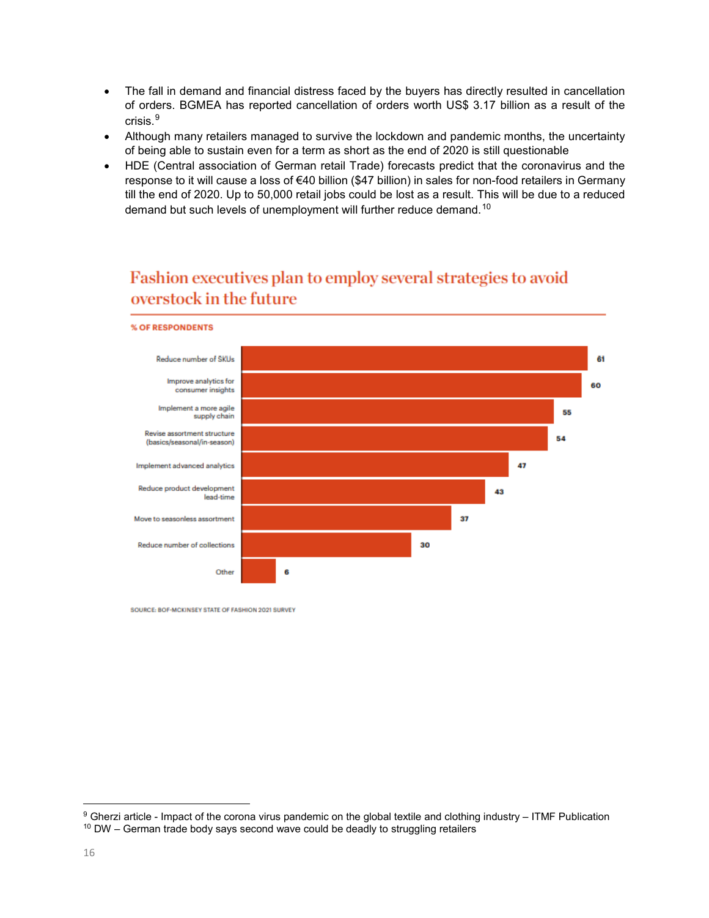- The fall in demand and financial distress faced by the buyers has directly resulted in cancellation of orders. BGMEA has reported cancellation of orders worth US$ 3.17 billion as a result of the crisis.[9]
- Although many retailers managed to survive the lockdown and pandemic months, the uncertainty of being able to sustain even for a term as short as the end of 2020 is still questionable
- HDE (Central association of German retail Trade) forecasts predict that the coronavirus and the response to it will cause a loss of €40 billion ($47 billion) in sales for non-food retailers in Germany till the end of 2020. Up to 50,000 retail jobs could be lost as a result. This will be due to a reduced demand but such levels of unemployment will further reduce demand.[10]

## Fashion executives plan to employ several strategies to avoid overstock in the future

% OF RESPONDENTS

| Strategy | % of respondents |
|---|---|
| Reduce number of SKUs | 61 |
| Improve analytics for consumer insights | 60 |
| Implement a more agile supply chain | 55 |
| Revise assortment structure (basics/seasonal/in-season) | 54 |
| Implement advanced analytics | 47 |
| Reduce product development lead-time | 43 |
| Move to seasonless assortment | 37 |
| Reduce number of collections | 30 |
| Other | 6 |

SOURCE: BOF-MCKINSEY STATE OF FASHION 2021 SURVEY

---

[9] Gherzi article - Impact of the corona virus pandemic on the global textile and clothing industry – ITMF Publication

[10] DW – German trade body says second wave could be deadly to struggling retailers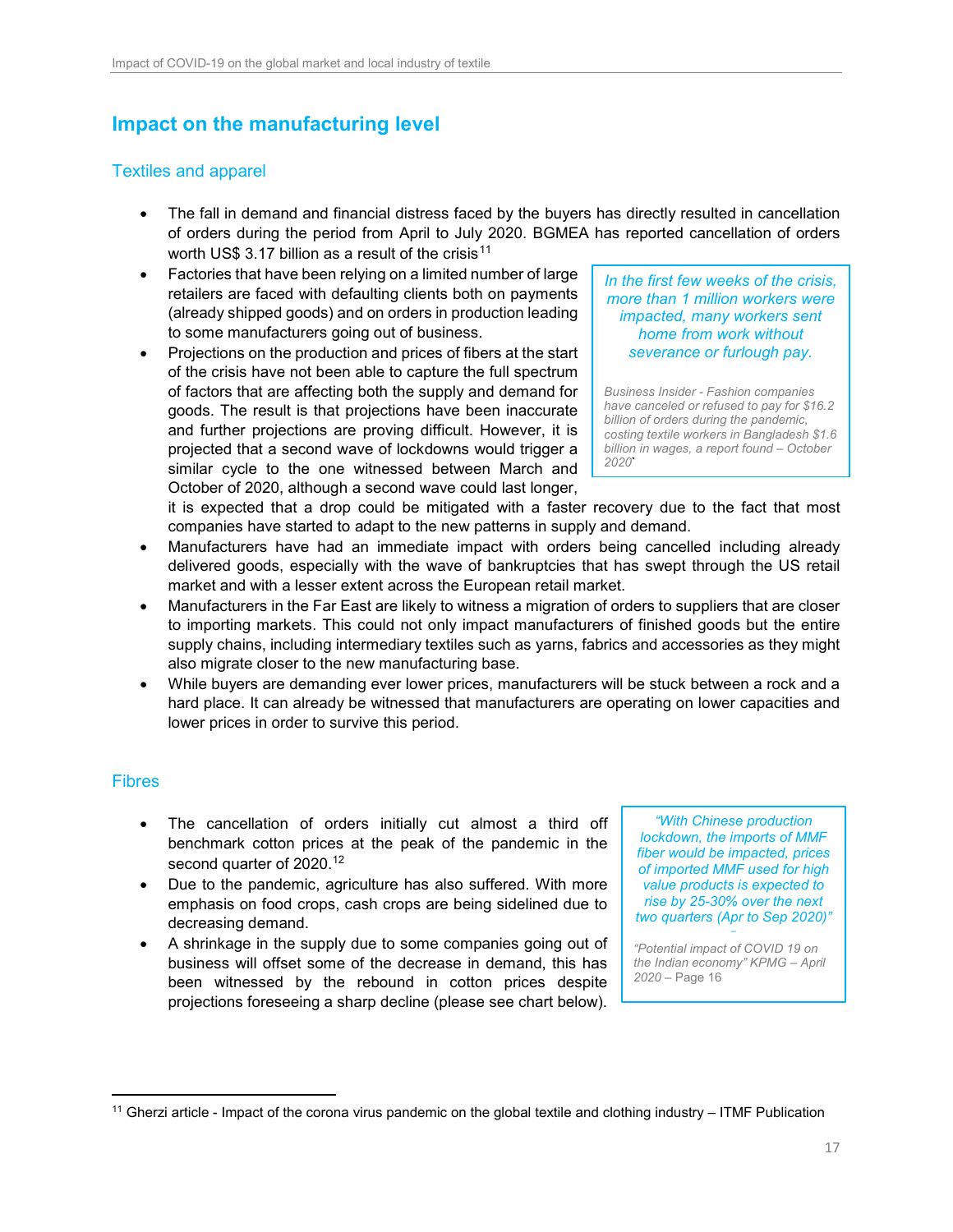## Impact on the manufacturing level

### Textiles and apparel

- The fall in demand and financial distress faced by the buyers has directly resulted in cancellation of orders during the period from April to July 2020. BGMEA has reported cancellation of orders worth US$ 3.17 billion as a result of the crisis[11]
- Factories that have been relying on a limited number of large retailers are faced with defaulting clients both on payments (already shipped goods) and on orders in production leading to some manufacturers going out of business.
- Projections on the production and prices of fibers at the start of the crisis have not been able to capture the full spectrum of factors that are affecting both the supply and demand for goods. The result is that projections have been inaccurate and further projections are proving difficult. However, it is projected that a second wave of lockdowns would trigger a similar cycle to the one witnessed between March and October of 2020, although a second wave could last longer, it is expected that a drop could be mitigated with a faster recovery due to the fact that most companies have started to adapt to the new patterns in supply and demand.
- Manufacturers have had an immediate impact with orders being cancelled including already delivered goods, especially with the wave of bankruptcies that has swept through the US retail market and with a lesser extent across the European retail market.
- Manufacturers in the Far East are likely to witness a migration of orders to suppliers that are closer to importing markets. This could not only impact manufacturers of finished goods but the entire supply chains, including intermediary textiles such as yarns, fabrics and accessories as they might also migrate closer to the new manufacturing base.
- While buyers are demanding ever lower prices, manufacturers will be stuck between a rock and a hard place. It can already be witnessed that manufacturers are operating on lower capacities and lower prices in order to survive this period.

> *In the first few weeks of the crisis, more than 1 million workers were impacted, many workers sent home from work without severance or furlough pay.*
>
> *Business Insider - Fashion companies have canceled or refused to pay for $16.2 billion of orders during the pandemic, costing textile workers in Bangladesh $1.6 billion in wages, a report found – October 2020*

### Fibres

- The cancellation of orders initially cut almost a third off benchmark cotton prices at the peak of the pandemic in the second quarter of 2020.[12]
- Due to the pandemic, agriculture has also suffered. With more emphasis on food crops, cash crops are being sidelined due to decreasing demand.
- A shrinkage in the supply due to some companies going out of business will offset some of the decrease in demand, this has been witnessed by the rebound in cotton prices despite projections foreseeing a sharp decline (please see chart below).

> *"With Chinese production lockdown, the imports of MMF fiber would be impacted, prices of imported MMF used for high value products is expected to rise by 25-30% over the next two quarters (Apr to Sep 2020)"*
>
> *"Potential impact of COVID 19 on the Indian economy" KPMG – April 2020 – Page 16*

[11] Gherzi article - Impact of the corona virus pandemic on the global textile and clothing industry – ITMF Publication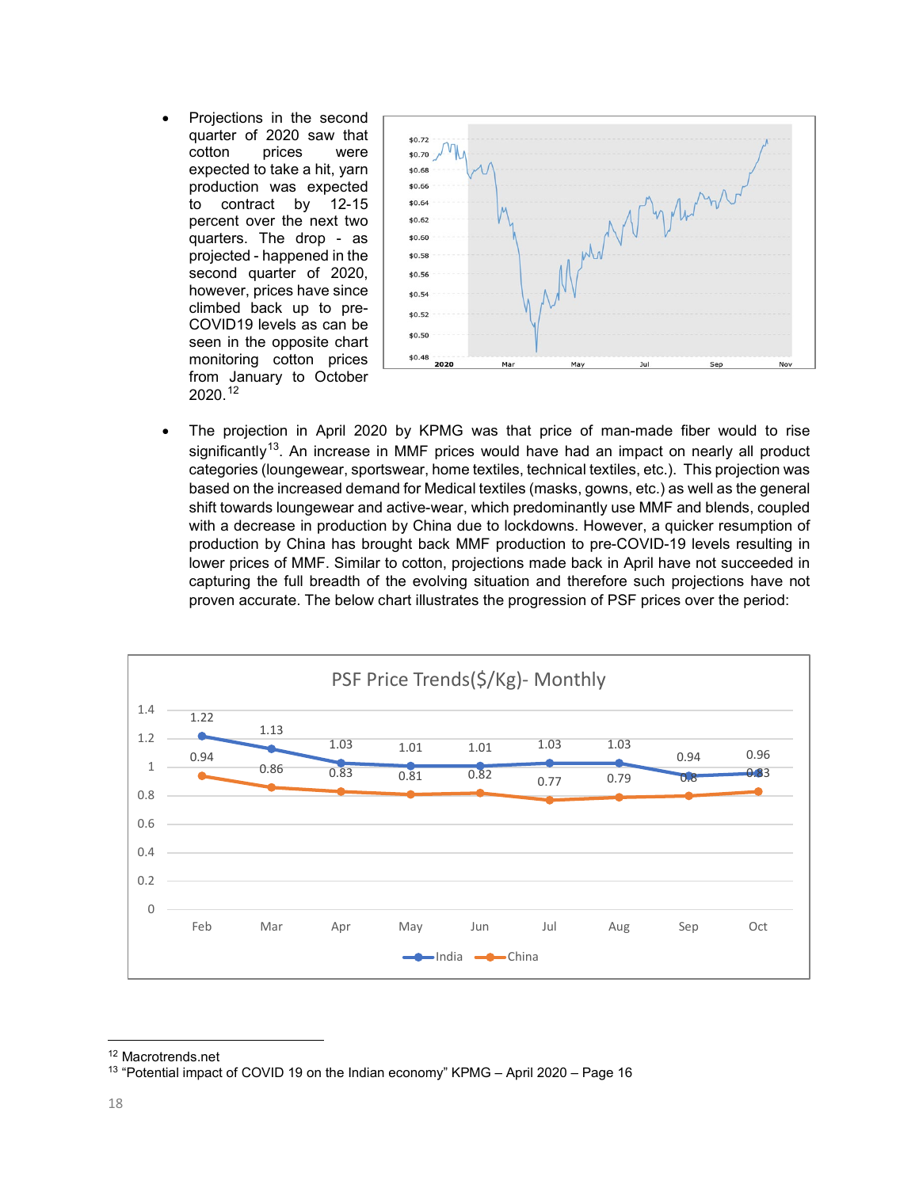- Projections in the second quarter of 2020 saw that cotton prices were expected to take a hit, yarn production was expected to contract by 12-15 percent over the next two quarters. The drop - as projected - happened in the second quarter of 2020, however, prices have since climbed back up to pre-COVID19 levels as can be seen in the opposite chart monitoring cotton prices from January to October 2020.[12]

- The projection in April 2020 by KPMG was that price of man-made fiber would to rise significantly[13]. An increase in MMF prices would have had an impact on nearly all product categories (loungewear, sportswear, home textiles, technical textiles, etc.). This projection was based on the increased demand for Medical textiles (masks, gowns, etc.) as well as the general shift towards loungewear and active-wear, which predominantly use MMF and blends, coupled with a decrease in production by China due to lockdowns. However, a quicker resumption of production by China has brought back MMF production to pre-COVID-19 levels resulting in lower prices of MMF. Similar to cotton, projections made back in April have not succeeded in capturing the full breadth of the evolving situation and therefore such projections have not proven accurate. The below chart illustrates the progression of PSF prices over the period:

**PSF Price Trends($/Kg)- Monthly**

| | Feb | Mar | Apr | May | Jun | Jul | Aug | Sep | Oct |
|---|---|---|---|---|---|---|---|---|---|
| India | 1.22 | 1.13 | 1.03 | 1.01 | 1.01 | 1.03 | 1.03 | 0.94 | 0.96 |
| China | 0.94 | 0.86 | 0.83 | 0.81 | 0.82 | 0.77 | 0.79 | 0.8 | 0.83 |

[12] Macrotrends.net

[13] "Potential impact of COVID 19 on the Indian economy" KPMG – April 2020 – Page 16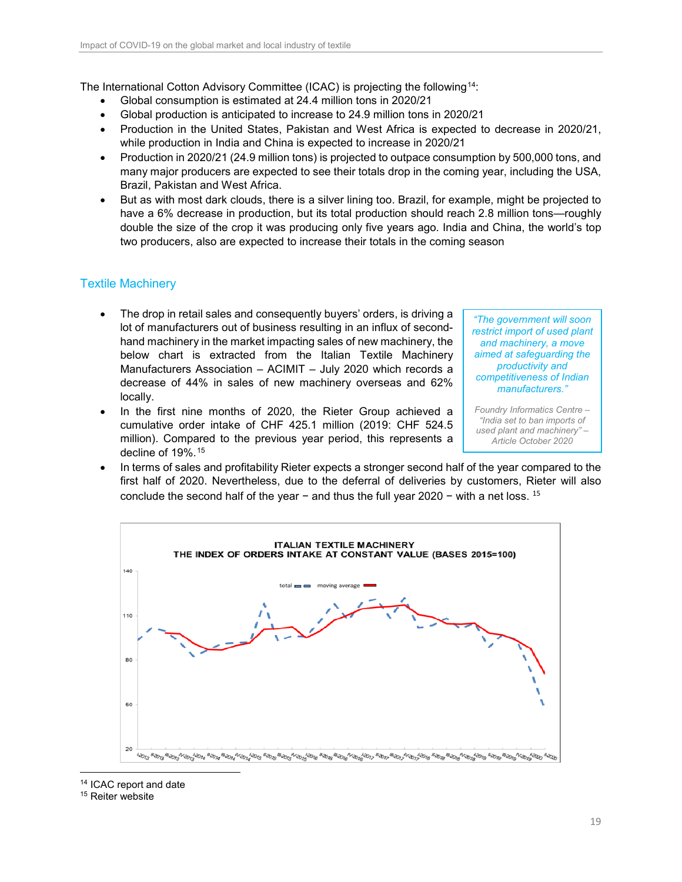The International Cotton Advisory Committee (ICAC) is projecting the following[14]:

- Global consumption is estimated at 24.4 million tons in 2020/21
- Global production is anticipated to increase to 24.9 million tons in 2020/21
- Production in the United States, Pakistan and West Africa is expected to decrease in 2020/21, while production in India and China is expected to increase in 2020/21
- Production in 2020/21 (24.9 million tons) is projected to outpace consumption by 500,000 tons, and many major producers are expected to see their totals drop in the coming year, including the USA, Brazil, Pakistan and West Africa.
- But as with most dark clouds, there is a silver lining too. Brazil, for example, might be projected to have a 6% decrease in production, but its total production should reach 2.8 million tons—roughly double the size of the crop it was producing only five years ago. India and China, the world's top two producers, also are expected to increase their totals in the coming season

## Textile Machinery

> *"The government will soon restrict import of used plant and machinery, a move aimed at safeguarding the productivity and competitiveness of Indian manufacturers."*
>
> *Foundry Informatics Centre – "India set to ban imports of used plant and machinery" – Article October 2020*

- The drop in retail sales and consequently buyers' orders, is driving a lot of manufacturers out of business resulting in an influx of second-hand machinery in the market impacting sales of new machinery, the below chart is extracted from the Italian Textile Machinery Manufacturers Association – ACIMIT – July 2020 which records a decrease of 44% in sales of new machinery overseas and 62% locally.
- In the first nine months of 2020, the Rieter Group achieved a cumulative order intake of CHF 425.1 million (2019: CHF 524.5 million). Compared to the previous year period, this represents a decline of 19%.[15]
- In terms of sales and profitability Rieter expects a stronger second half of the year compared to the first half of 2020. Nevertheless, due to the deferral of deliveries by customers, Rieter will also conclude the second half of the year − and thus the full year 2020 − with a net loss. [15]

**ITALIAN TEXTILE MACHINERY**
**THE INDEX OF ORDERS INTAKE AT CONSTANT VALUE (BASES 2015=100)**

[14] ICAC report and date

[15] Reiter website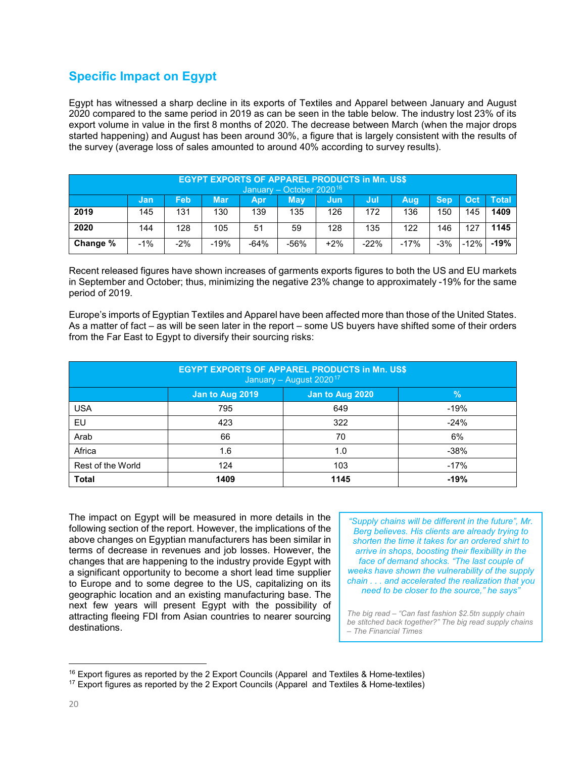## Specific Impact on Egypt

Egypt has witnessed a sharp decline in its exports of Textiles and Apparel between January and August 2020 compared to the same period in 2019 as can be seen in the table below. The industry lost 23% of its export volume in value in the first 8 months of 2020. The decrease between March (when the major drops started happening) and August has been around 30%, a figure that is largely consistent with the results of the survey (average loss of sales amounted to around 40% according to survey results).

| EGYPT EXPORTS OF APPAREL PRODUCTS in Mn. US$ January – October 2020[16] | | | | | | | | | | | |
|---|---|---|---|---|---|---|---|---|---|---|---|
| | Jan | Feb | Mar | Apr | May | Jun | Jul | Aug | Sep | Oct | Total |
| **2019** | 145 | 131 | 130 | 139 | 135 | 126 | 172 | 136 | 150 | 145 | **1409** |
| **2020** | 144 | 128 | 105 | 51 | 59 | 128 | 135 | 122 | 146 | 127 | **1145** |
| **Change %** | -1% | -2% | -19% | -64% | -56% | +2% | -22% | -17% | -3% | -12% | **-19%** |

Recent released figures have shown increases of garments exports figures to both the US and EU markets in September and October; thus, minimizing the negative 23% change to approximately -19% for the same period of 2019.

Europe's imports of Egyptian Textiles and Apparel have been affected more than those of the United States. As a matter of fact – as will be seen later in the report – some US buyers have shifted some of their orders from the Far East to Egypt to diversify their sourcing risks:

| EGYPT EXPORTS OF APPAREL PRODUCTS in Mn. US$ January – August 2020[17] | | | |
|---|---|---|---|
| | Jan to Aug 2019 | Jan to Aug 2020 | % |
| USA | 795 | 649 | -19% |
| EU | 423 | 322 | -24% |
| Arab | 66 | 70 | 6% |
| Africa | 1.6 | 1.0 | -38% |
| Rest of the World | 124 | 103 | -17% |
| **Total** | **1409** | **1145** | **-19%** |

The impact on Egypt will be measured in more details in the following section of the report. However, the implications of the above changes on Egyptian manufacturers has been similar in terms of decrease in revenues and job losses. However, the changes that are happening to the industry provide Egypt with a significant opportunity to become a short lead time supplier to Europe and to some degree to the US, capitalizing on its geographic location and an existing manufacturing base. The next few years will present Egypt with the possibility of attracting fleeing FDI from Asian countries to nearer sourcing destinations.

> *"Supply chains will be different in the future", Mr. Berg believes. His clients are already trying to shorten the time it takes for an ordered shirt to arrive in shops, boosting their flexibility in the face of demand shocks. "The last couple of weeks have shown the vulnerability of the supply chain . . . and accelerated the realization that you need to be closer to the source," he says"*
>
> *The big read – "Can fast fashion $2.5tn supply chain be stitched back together?" The big read supply chains – The Financial Times*

[16] Export figures as reported by the 2 Export Councils (Apparel and Textiles & Home-textiles)

[17] Export figures as reported by the 2 Export Councils (Apparel and Textiles & Home-textiles)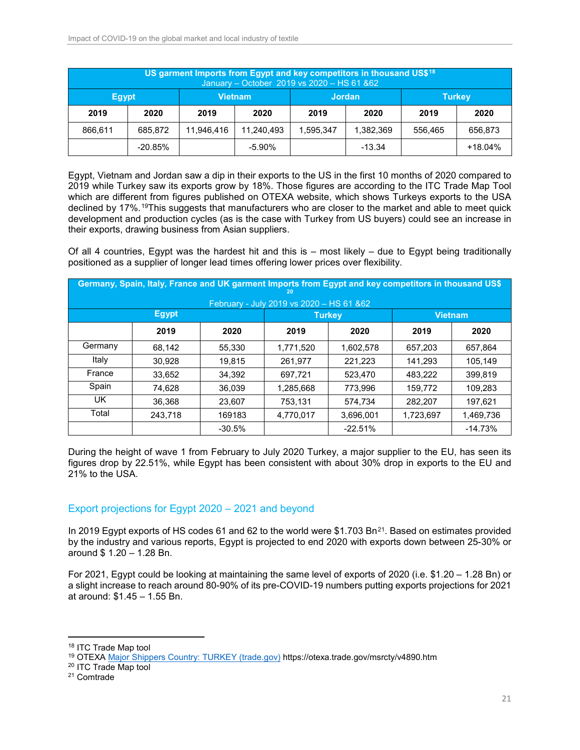| US garment Imports from Egypt and key competitors in thousand US$[18] January – October 2019 vs 2020 – HS 61 &62 | | | | | | | |
|---|---|---|---|---|---|---|---|
| Egypt | | Vietnam | | Jordan | | Turkey | |
| 2019 | 2020 | 2019 | 2020 | 2019 | 2020 | 2019 | 2020 |
| 866,611 | 685,872 | 11,946,416 | 11,240,493 | 1,595,347 | 1,382,369 | 556,465 | 656,873 |
| | -20.85% | | -5.90% | | -13.34 | | +18.04% |

Egypt, Vietnam and Jordan saw a dip in their exports to the US in the first 10 months of 2020 compared to 2019 while Turkey saw its exports grow by 18%. Those figures are according to the ITC Trade Map Tool which are different from figures published on OTEXA website, which shows Turkeys exports to the USA declined by 17%.[19] This suggests that manufacturers who are closer to the market and able to meet quick development and production cycles (as is the case with Turkey from US buyers) could see an increase in their exports, drawing business from Asian suppliers.

Of all 4 countries, Egypt was the hardest hit and this is – most likely – due to Egypt being traditionally positioned as a supplier of longer lead times offering lower prices over flexibility.

| Germany, Spain, Italy, France and UK garment Imports from Egypt and key competitors in thousand US$[20] February - July 2019 vs 2020 – HS 61 &62 | | | | | | |
|---|---|---|---|---|---|---|
| | Egypt | | Turkey | | Vietnam | |
| | 2019 | 2020 | 2019 | 2020 | 2019 | 2020 |
| Germany | 68,142 | 55,330 | 1,771,520 | 1,602,578 | 657,203 | 657,864 |
| Italy | 30,928 | 19,815 | 261,977 | 221,223 | 141,293 | 105,149 |
| France | 33,652 | 34,392 | 697,721 | 523,470 | 483,222 | 399,819 |
| Spain | 74,628 | 36,039 | 1,285,668 | 773,996 | 159,772 | 109,283 |
| UK | 36,368 | 23,607 | 753,131 | 574,734 | 282,207 | 197,621 |
| Total | 243,718 | 169183 | 4,770,017 | 3,696,001 | 1,723,697 | 1,469,736 |
| | | -30.5% | | -22.51% | | -14.73% |

During the height of wave 1 from February to July 2020 Turkey, a major supplier to the EU, has seen its figures drop by 22.51%, while Egypt has been consistent with about 30% drop in exports to the EU and 21% to the USA.

## Export projections for Egypt 2020 – 2021 and beyond

In 2019 Egypt exports of HS codes 61 and 62 to the world were $1.703 Bn[21]. Based on estimates provided by the industry and various reports, Egypt is projected to end 2020 with exports down between 25-30% or around $ 1.20 – 1.28 Bn.

For 2021, Egypt could be looking at maintaining the same level of exports of 2020 (i.e. $1.20 – 1.28 Bn) or a slight increase to reach around 80-90% of its pre-COVID-19 numbers putting exports projections for 2021 at around: $1.45 – 1.55 Bn.

---

[18] ITC Trade Map tool

[19] OTEXA Major Shippers Country: TURKEY (trade.gov) https://otexa.trade.gov/msrcty/v4890.htm

[20] ITC Trade Map tool

[21] Comtrade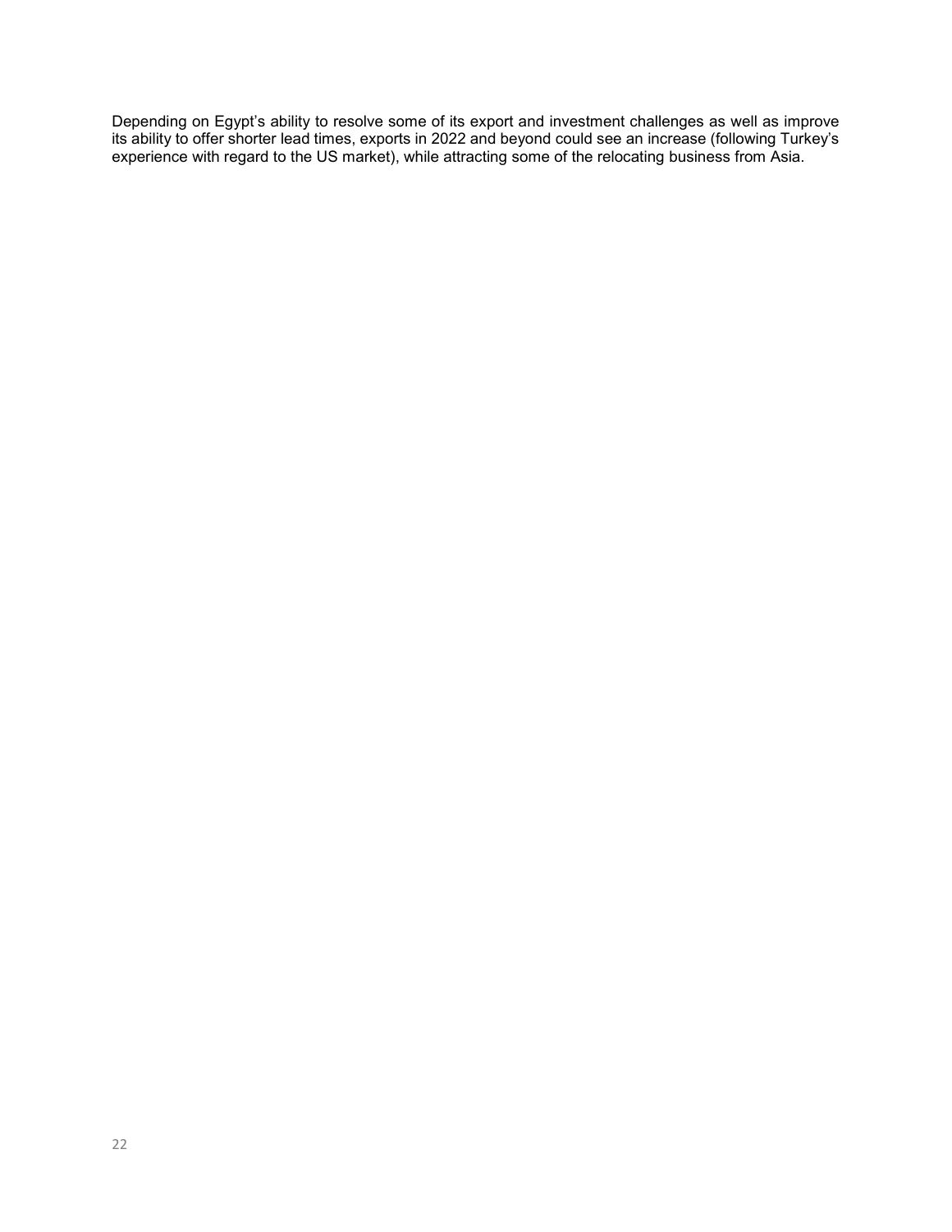Depending on Egypt's ability to resolve some of its export and investment challenges as well as improve its ability to offer shorter lead times, exports in 2022 and beyond could see an increase (following Turkey's experience with regard to the US market), while attracting some of the relocating business from Asia.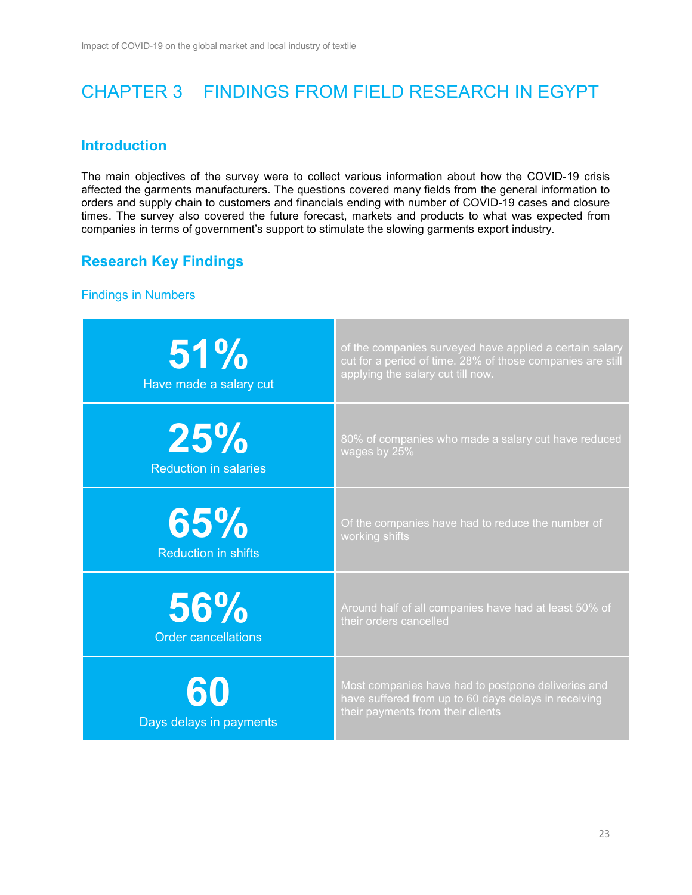# CHAPTER 3 FINDINGS FROM FIELD RESEARCH IN EGYPT

## Introduction

The main objectives of the survey were to collect various information about how the COVID-19 crisis affected the garments manufacturers. The questions covered many fields from the general information to orders and supply chain to customers and financials ending with number of COVID-19 cases and closure times. The survey also covered the future forecast, markets and products to what was expected from companies in terms of government's support to stimulate the slowing garments export industry.

## Research Key Findings

### Findings in Numbers

| | |
|---|---|
| **51%** Have made a salary cut | of the companies surveyed have applied a certain salary cut for a period of time. 28% of those companies are still applying the salary cut till now. |
| **25%** Reduction in salaries | 80% of companies who made a salary cut have reduced wages by 25% |
| **65%** Reduction in shifts | Of the companies have had to reduce the number of working shifts |
| **56%** Order cancellations | Around half of all companies have had at least 50% of their orders cancelled |
| **60** Days delays in payments | Most companies have had to postpone deliveries and have suffered from up to 60 days delays in receiving their payments from their clients |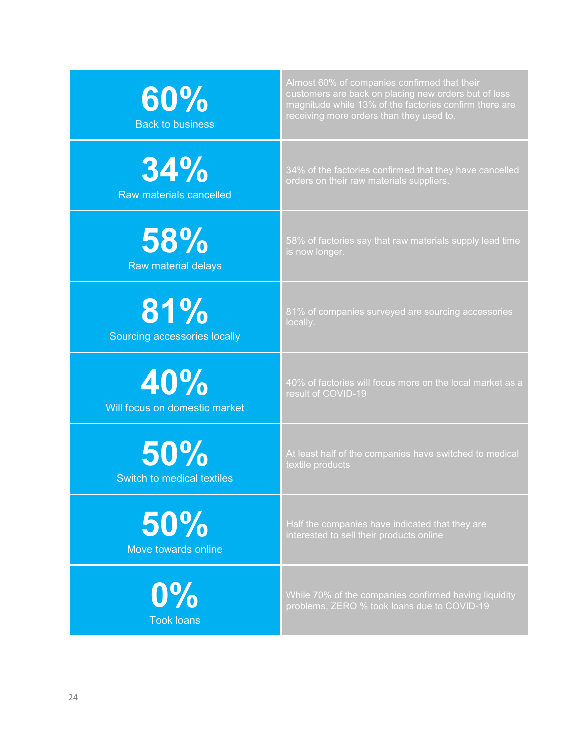| Statistic | Description |
|---|---|
| **60%** Back to business | Almost 60% of companies confirmed that their customers are back on placing new orders but of less magnitude while 13% of the factories confirm there are receiving more orders than they used to. |
| **34%** Raw materials cancelled | 34% of the factories confirmed that they have cancelled orders on their raw materials suppliers. |
| **58%** Raw material delays | 58% of factories say that raw materials supply lead time is now longer. |
| **81%** Sourcing accessories locally | 81% of companies surveyed are sourcing accessories locally. |
| **40%** Will focus on domestic market | 40% of factories will focus more on the local market as a result of COVID-19 |
| **50%** Switch to medical textiles | At least half of the companies have switched to medical textile products |
| **50%** Move towards online | Half the companies have indicated that they are interested to sell their products online |
| **0%** Took loans | While 70% of the companies confirmed having liquidity problems, ZERO % took loans due to COVID-19 |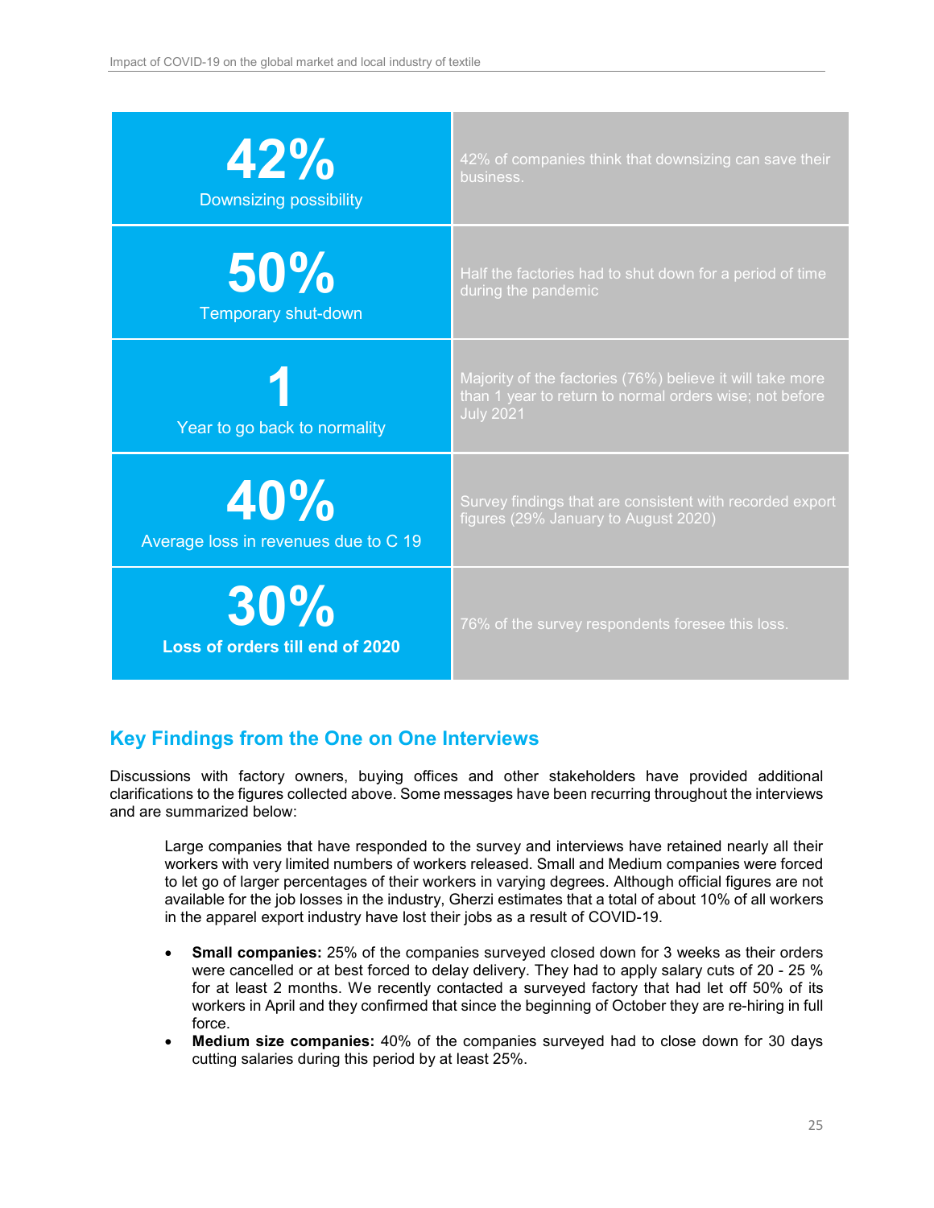| **42%** Downsizing possibility | 42% of companies think that downsizing can save their business. |
|---|---|
| **50%** Temporary shut-down | Half the factories had to shut down for a period of time during the pandemic |
| **1** Year to go back to normality | Majority of the factories (76%) believe it will take more than 1 year to return to normal orders wise; not before July 2021 |
| **40%** Average loss in revenues due to C 19 | Survey findings that are consistent with recorded export figures (29% January to August 2020) |
| **30%** **Loss of orders till end of 2020** | 76% of the survey respondents foresee this loss. |

## Key Findings from the One on One Interviews

Discussions with factory owners, buying offices and other stakeholders have provided additional clarifications to the figures collected above. Some messages have been recurring throughout the interviews and are summarized below:

> Large companies that have responded to the survey and interviews have retained nearly all their workers with very limited numbers of workers released. Small and Medium companies were forced to let go of larger percentages of their workers in varying degrees. Although official figures are not available for the job losses in the industry, Gherzi estimates that a total of about 10% of all workers in the apparel export industry have lost their jobs as a result of COVID-19.

- **Small companies:** 25% of the companies surveyed closed down for 3 weeks as their orders were cancelled or at best forced to delay delivery. They had to apply salary cuts of 20 - 25 % for at least 2 months. We recently contacted a surveyed factory that had let off 50% of its workers in April and they confirmed that since the beginning of October they are re-hiring in full force.
- **Medium size companies:** 40% of the companies surveyed had to close down for 30 days cutting salaries during this period by at least 25%.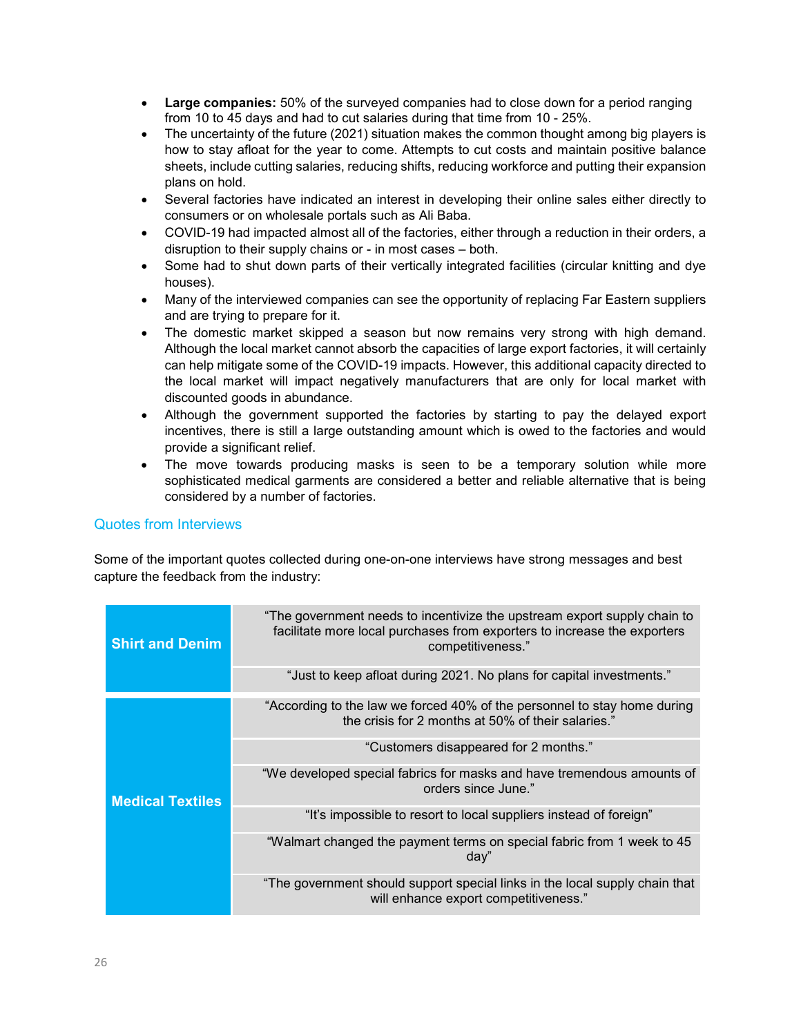- **Large companies:** 50% of the surveyed companies had to close down for a period ranging from 10 to 45 days and had to cut salaries during that time from 10 - 25%.
- The uncertainty of the future (2021) situation makes the common thought among big players is how to stay afloat for the year to come. Attempts to cut costs and maintain positive balance sheets, include cutting salaries, reducing shifts, reducing workforce and putting their expansion plans on hold.
- Several factories have indicated an interest in developing their online sales either directly to consumers or on wholesale portals such as Ali Baba.
- COVID-19 had impacted almost all of the factories, either through a reduction in their orders, a disruption to their supply chains or - in most cases – both.
- Some had to shut down parts of their vertically integrated facilities (circular knitting and dye houses).
- Many of the interviewed companies can see the opportunity of replacing Far Eastern suppliers and are trying to prepare for it.
- The domestic market skipped a season but now remains very strong with high demand. Although the local market cannot absorb the capacities of large export factories, it will certainly can help mitigate some of the COVID-19 impacts. However, this additional capacity directed to the local market will impact negatively manufacturers that are only for local market with discounted goods in abundance.
- Although the government supported the factories by starting to pay the delayed export incentives, there is still a large outstanding amount which is owed to the factories and would provide a significant relief.
- The move towards producing masks is seen to be a temporary solution while more sophisticated medical garments are considered a better and reliable alternative that is being considered by a number of factories.

## Quotes from Interviews

Some of the important quotes collected during one-on-one interviews have strong messages and best capture the feedback from the industry:

| | |
|---|---|
| **Shirt and Denim** | "The government needs to incentivize the upstream export supply chain to facilitate more local purchases from exporters to increase the exporters competitiveness." |
| | "Just to keep afloat during 2021. No plans for capital investments." |
| **Medical Textiles** | "According to the law we forced 40% of the personnel to stay home during the crisis for 2 months at 50% of their salaries." |
| | "Customers disappeared for 2 months." |
| | "We developed special fabrics for masks and have tremendous amounts of orders since June." |
| | "It's impossible to resort to local suppliers instead of foreign" |
| | "Walmart changed the payment terms on special fabric from 1 week to 45 day" |
| | "The government should support special links in the local supply chain that will enhance export competitiveness." |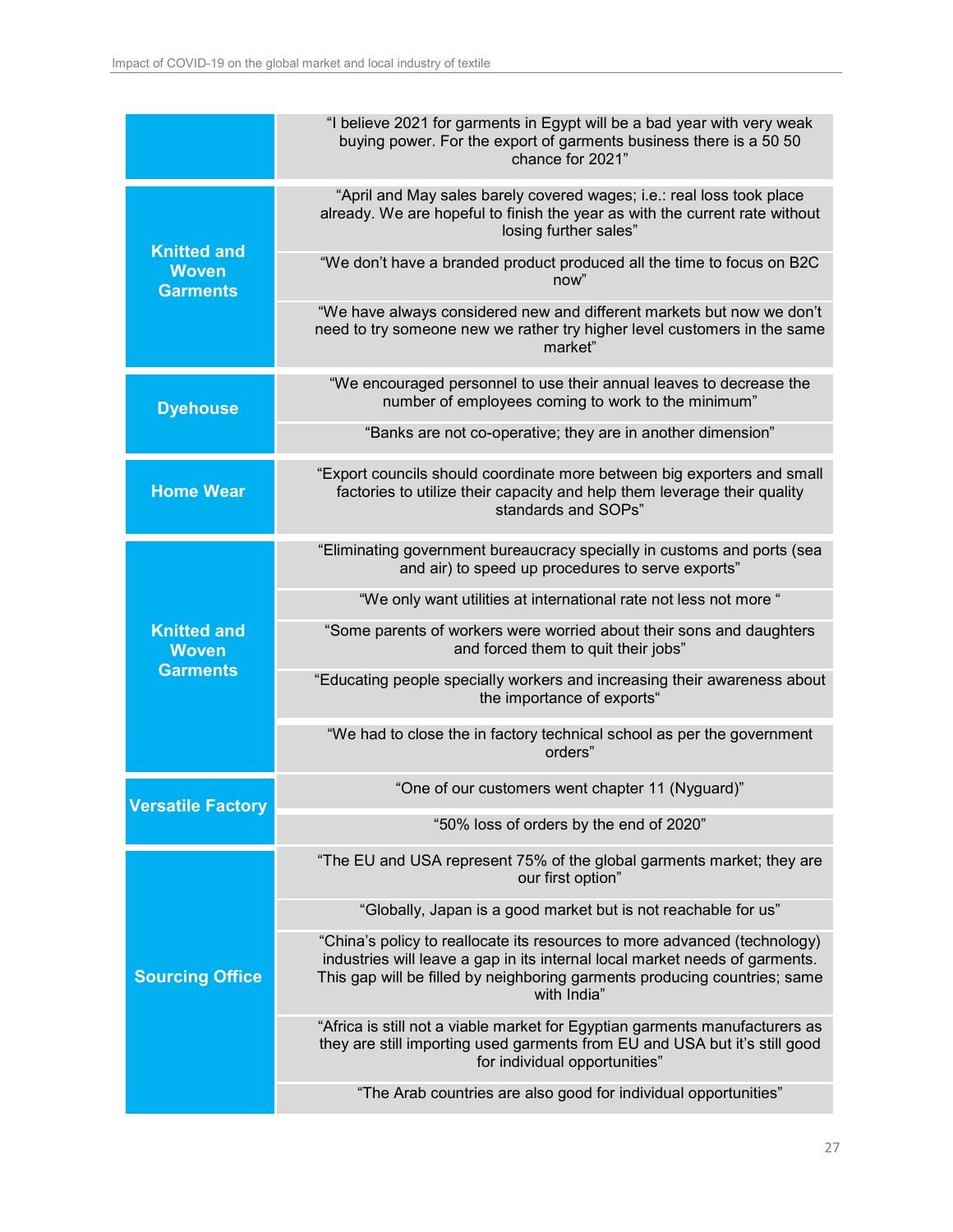| | |
|---|---|
| | "I believe 2021 for garments in Egypt will be a bad year with very weak buying power. For the export of garments business there is a 50 50 chance for 2021" |
| **Knitted and Woven Garments** | "April and May sales barely covered wages; i.e.: real loss took place already. We are hopeful to finish the year as with the current rate without losing further sales" |
| | "We don't have a branded product produced all the time to focus on B2C now" |
| | "We have always considered new and different markets but now we don't need to try someone new we rather try higher level customers in the same market" |
| **Dyehouse** | "We encouraged personnel to use their annual leaves to decrease the number of employees coming to work to the minimum" |
| | "Banks are not co-operative; they are in another dimension" |
| **Home Wear** | "Export councils should coordinate more between big exporters and small factories to utilize their capacity and help them leverage their quality standards and SOPs" |
| **Knitted and Woven Garments** | "Eliminating government bureaucracy specially in customs and ports (sea and air) to speed up procedures to serve exports" |
| | "We only want utilities at international rate not less not more " |
| | "Some parents of workers were worried about their sons and daughters and forced them to quit their jobs" |
| | "Educating people specially workers and increasing their awareness about the importance of exports" |
| | "We had to close the in factory technical school as per the government orders" |
| **Versatile Factory** | "One of our customers went chapter 11 (Nyguard)" |
| | "50% loss of orders by the end of 2020" |
| **Sourcing Office** | "The EU and USA represent 75% of the global garments market; they are our first option" |
| | "Globally, Japan is a good market but is not reachable for us" |
| | "China's policy to reallocate its resources to more advanced (technology) industries will leave a gap in its internal local market needs of garments. This gap will be filled by neighboring garments producing countries; same with India" |
| | "Africa is still not a viable market for Egyptian garments manufacturers as they are still importing used garments from EU and USA but it's still good for individual opportunities" |
| | "The Arab countries are also good for individual opportunities" |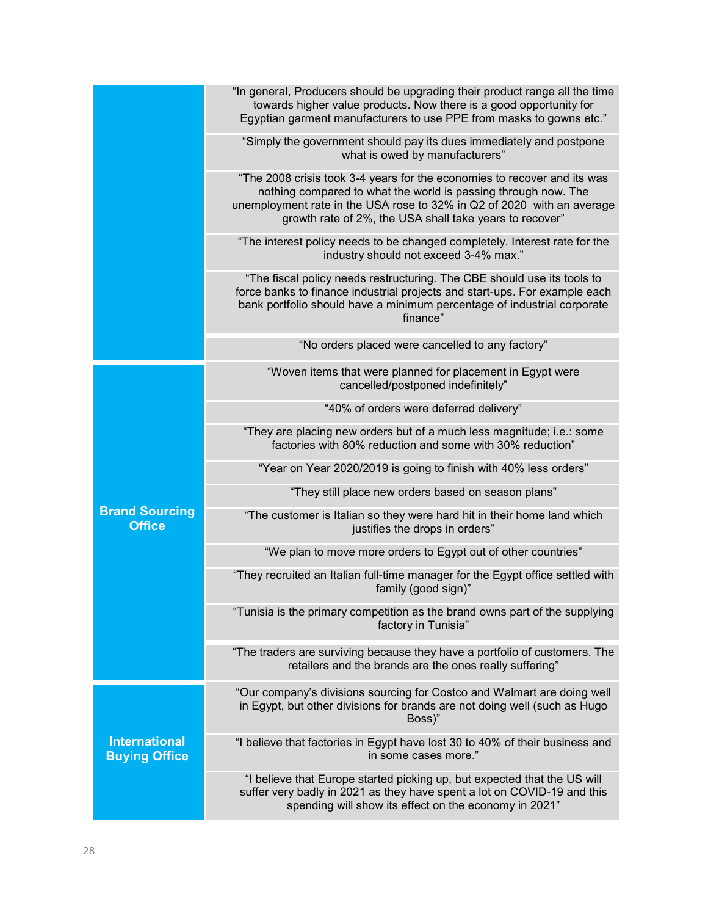| | |
|---|---|
| | "In general, Producers should be upgrading their product range all the time towards higher value products. Now there is a good opportunity for Egyptian garment manufacturers to use PPE from masks to gowns etc." |
| | "Simply the government should pay its dues immediately and postpone what is owed by manufacturers" |
| | "The 2008 crisis took 3-4 years for the economies to recover and its was nothing compared to what the world is passing through now. The unemployment rate in the USA rose to 32% in Q2 of 2020 with an average growth rate of 2%, the USA shall take years to recover" |
| | "The interest policy needs to be changed completely. Interest rate for the industry should not exceed 3-4% max." |
| | "The fiscal policy needs restructuring. The CBE should use its tools to force banks to finance industrial projects and start-ups. For example each bank portfolio should have a minimum percentage of industrial corporate finance" |
| | "No orders placed were cancelled to any factory" |
| **Brand Sourcing Office** | "Woven items that were planned for placement in Egypt were cancelled/postponed indefinitely" |
| | "40% of orders were deferred delivery" |
| | "They are placing new orders but of a much less magnitude; i.e.: some factories with 80% reduction and some with 30% reduction" |
| | "Year on Year 2020/2019 is going to finish with 40% less orders" |
| | "They still place new orders based on season plans" |
| | "The customer is Italian so they were hard hit in their home land which justifies the drops in orders" |
| | "We plan to move more orders to Egypt out of other countries" |
| | "They recruited an Italian full-time manager for the Egypt office settled with family (good sign)" |
| | "Tunisia is the primary competition as the brand owns part of the supplying factory in Tunisia" |
| | "The traders are surviving because they have a portfolio of customers. The retailers and the brands are the ones really suffering" |
| **International Buying Office** | "Our company's divisions sourcing for Costco and Walmart are doing well in Egypt, but other divisions for brands are not doing well (such as Hugo Boss)" |
| | "I believe that factories in Egypt have lost 30 to 40% of their business and in some cases more." |
| | "I believe that Europe started picking up, but expected that the US will suffer very badly in 2021 as they have spent a lot on COVID-19 and this spending will show its effect on the economy in 2021" |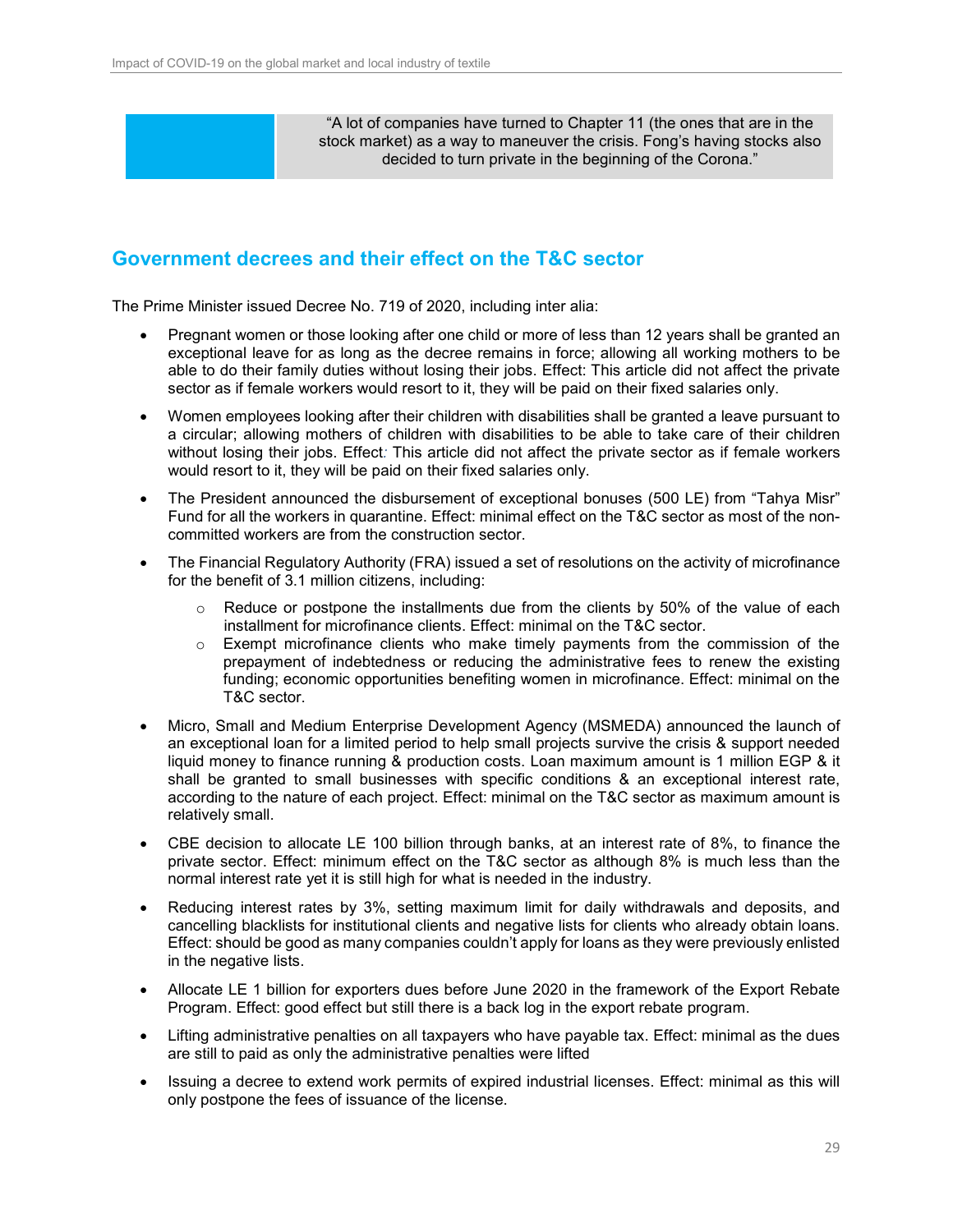> "A lot of companies have turned to Chapter 11 (the ones that are in the stock market) as a way to maneuver the crisis. Fong's having stocks also decided to turn private in the beginning of the Corona."

## Government decrees and their effect on the T&C sector

The Prime Minister issued Decree No. 719 of 2020, including inter alia:

- Pregnant women or those looking after one child or more of less than 12 years shall be granted an exceptional leave for as long as the decree remains in force; allowing all working mothers to be able to do their family duties without losing their jobs. Effect: This article did not affect the private sector as if female workers would resort to it, they will be paid on their fixed salaries only.
- Women employees looking after their children with disabilities shall be granted a leave pursuant to a circular; allowing mothers of children with disabilities to be able to take care of their children without losing their jobs. Effect*:* This article did not affect the private sector as if female workers would resort to it, they will be paid on their fixed salaries only.
- The President announced the disbursement of exceptional bonuses (500 LE) from "Tahya Misr" Fund for all the workers in quarantine. Effect: minimal effect on the T&C sector as most of the non-committed workers are from the construction sector.
- The Financial Regulatory Authority (FRA) issued a set of resolutions on the activity of microfinance for the benefit of 3.1 million citizens, including:
    - Reduce or postpone the installments due from the clients by 50% of the value of each installment for microfinance clients. Effect: minimal on the T&C sector.
    - Exempt microfinance clients who make timely payments from the commission of the prepayment of indebtedness or reducing the administrative fees to renew the existing funding; economic opportunities benefiting women in microfinance. Effect: minimal on the T&C sector.
- Micro, Small and Medium Enterprise Development Agency (MSMEDA) announced the launch of an exceptional loan for a limited period to help small projects survive the crisis & support needed liquid money to finance running & production costs. Loan maximum amount is 1 million EGP & it shall be granted to small businesses with specific conditions & an exceptional interest rate, according to the nature of each project. Effect: minimal on the T&C sector as maximum amount is relatively small.
- CBE decision to allocate LE 100 billion through banks, at an interest rate of 8%, to finance the private sector. Effect: minimum effect on the T&C sector as although 8% is much less than the normal interest rate yet it is still high for what is needed in the industry.
- Reducing interest rates by 3%, setting maximum limit for daily withdrawals and deposits, and cancelling blacklists for institutional clients and negative lists for clients who already obtain loans. Effect: should be good as many companies couldn't apply for loans as they were previously enlisted in the negative lists.
- Allocate LE 1 billion for exporters dues before June 2020 in the framework of the Export Rebate Program. Effect: good effect but still there is a back log in the export rebate program.
- Lifting administrative penalties on all taxpayers who have payable tax. Effect: minimal as the dues are still to paid as only the administrative penalties were lifted
- Issuing a decree to extend work permits of expired industrial licenses. Effect: minimal as this will only postpone the fees of issuance of the license.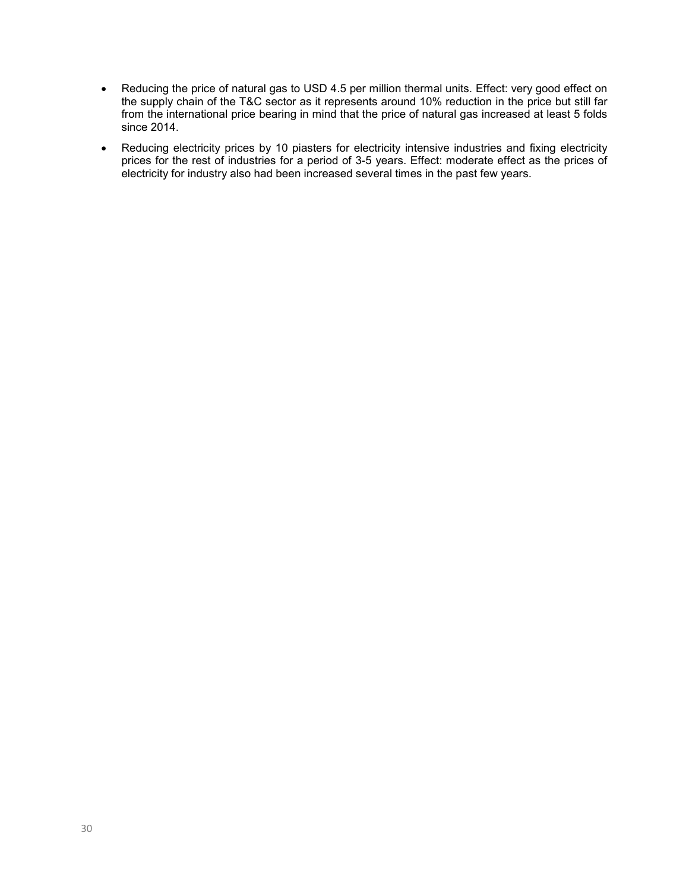- Reducing the price of natural gas to USD 4.5 per million thermal units. Effect: very good effect on the supply chain of the T&C sector as it represents around 10% reduction in the price but still far from the international price bearing in mind that the price of natural gas increased at least 5 folds since 2014.
- Reducing electricity prices by 10 piasters for electricity intensive industries and fixing electricity prices for the rest of industries for a period of 3-5 years. Effect: moderate effect as the prices of electricity for industry also had been increased several times in the past few years.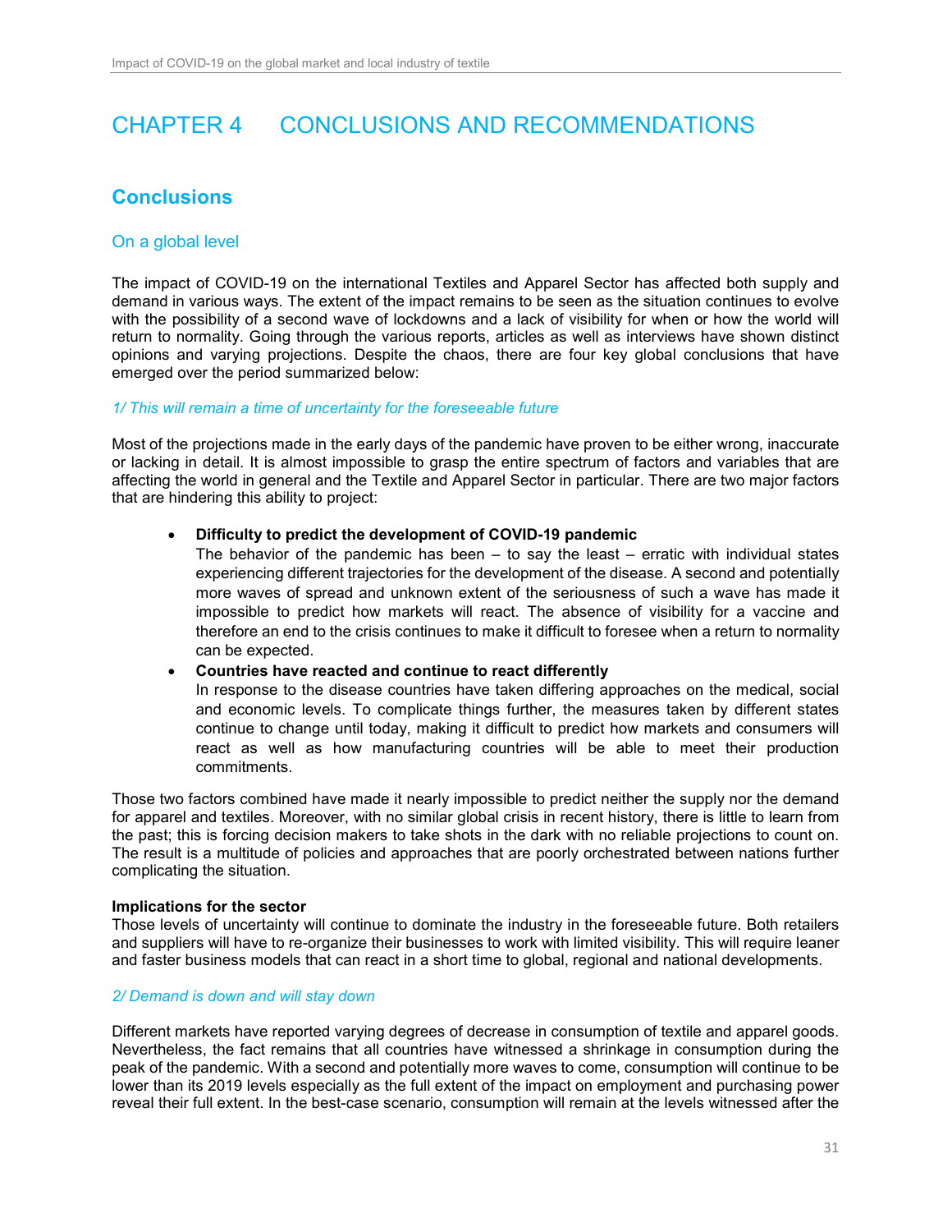# CHAPTER 4 CONCLUSIONS AND RECOMMENDATIONS

## Conclusions

### On a global level

The impact of COVID-19 on the international Textiles and Apparel Sector has affected both supply and demand in various ways. The extent of the impact remains to be seen as the situation continues to evolve with the possibility of a second wave of lockdowns and a lack of visibility for when or how the world will return to normality. Going through the various reports, articles as well as interviews have shown distinct opinions and varying projections. Despite the chaos, there are four key global conclusions that have emerged over the period summarized below:

*1/ This will remain a time of uncertainty for the foreseeable future*

Most of the projections made in the early days of the pandemic have proven to be either wrong, inaccurate or lacking in detail. It is almost impossible to grasp the entire spectrum of factors and variables that are affecting the world in general and the Textile and Apparel Sector in particular. There are two major factors that are hindering this ability to project:

- **Difficulty to predict the development of COVID-19 pandemic**
  The behavior of the pandemic has been – to say the least – erratic with individual states experiencing different trajectories for the development of the disease. A second and potentially more waves of spread and unknown extent of the seriousness of such a wave has made it impossible to predict how markets will react. The absence of visibility for a vaccine and therefore an end to the crisis continues to make it difficult to foresee when a return to normality can be expected.
- **Countries have reacted and continue to react differently**
  In response to the disease countries have taken differing approaches on the medical, social and economic levels. To complicate things further, the measures taken by different states continue to change until today, making it difficult to predict how markets and consumers will react as well as how manufacturing countries will be able to meet their production commitments.

Those two factors combined have made it nearly impossible to predict neither the supply nor the demand for apparel and textiles. Moreover, with no similar global crisis in recent history, there is little to learn from the past; this is forcing decision makers to take shots in the dark with no reliable projections to count on. The result is a multitude of policies and approaches that are poorly orchestrated between nations further complicating the situation.

**Implications for the sector**
Those levels of uncertainty will continue to dominate the industry in the foreseeable future. Both retailers and suppliers will have to re-organize their businesses to work with limited visibility. This will require leaner and faster business models that can react in a short time to global, regional and national developments.

*2/ Demand is down and will stay down*

Different markets have reported varying degrees of decrease in consumption of textile and apparel goods. Nevertheless, the fact remains that all countries have witnessed a shrinkage in consumption during the peak of the pandemic. With a second and potentially more waves to come, consumption will continue to be lower than its 2019 levels especially as the full extent of the impact on employment and purchasing power reveal their full extent. In the best-case scenario, consumption will remain at the levels witnessed after the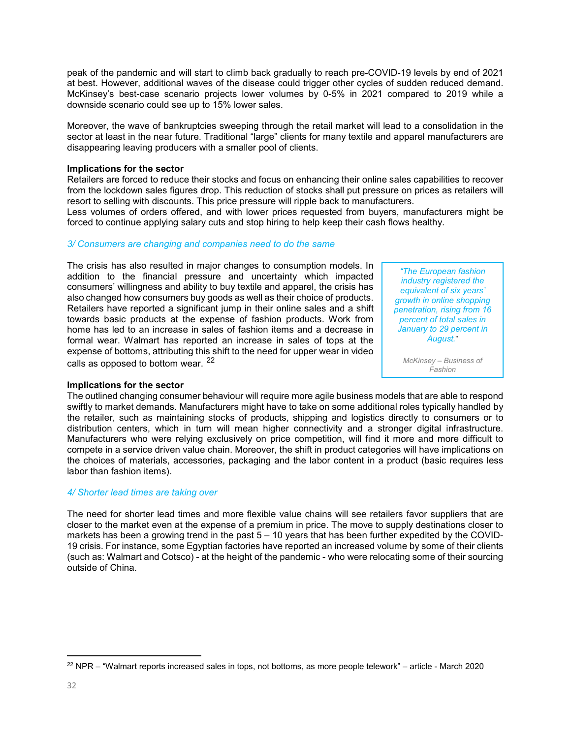peak of the pandemic and will start to climb back gradually to reach pre-COVID-19 levels by end of 2021 at best. However, additional waves of the disease could trigger other cycles of sudden reduced demand. McKinsey's best-case scenario projects lower volumes by 0-5% in 2021 compared to 2019 while a downside scenario could see up to 15% lower sales.

Moreover, the wave of bankruptcies sweeping through the retail market will lead to a consolidation in the sector at least in the near future. Traditional "large" clients for many textile and apparel manufacturers are disappearing leaving producers with a smaller pool of clients.

**Implications for the sector**

Retailers are forced to reduce their stocks and focus on enhancing their online sales capabilities to recover from the lockdown sales figures drop. This reduction of stocks shall put pressure on prices as retailers will resort to selling with discounts. This price pressure will ripple back to manufacturers.

Less volumes of orders offered, and with lower prices requested from buyers, manufacturers might be forced to continue applying salary cuts and stop hiring to help keep their cash flows healthy.

### *3/ Consumers are changing and companies need to do the same*

The crisis has also resulted in major changes to consumption models. In addition to the financial pressure and uncertainty which impacted consumers' willingness and ability to buy textile and apparel, the crisis has also changed how consumers buy goods as well as their choice of products. Retailers have reported a significant jump in their online sales and a shift towards basic products at the expense of fashion products. Work from home has led to an increase in sales of fashion items and a decrease in formal wear. Walmart has reported an increase in sales of tops at the expense of bottoms, attributing this shift to the need for upper wear in video calls as opposed to bottom wear. [22]

> *"The European fashion industry registered the equivalent of six years' growth in online shopping penetration, rising from 16 percent of total sales in January to 29 percent in August."*
>
> *McKinsey – Business of Fashion*

**Implications for the sector**

The outlined changing consumer behaviour will require more agile business models that are able to respond swiftly to market demands. Manufacturers might have to take on some additional roles typically handled by the retailer, such as maintaining stocks of products, shipping and logistics directly to consumers or to distribution centers, which in turn will mean higher connectivity and a stronger digital infrastructure. Manufacturers who were relying exclusively on price competition, will find it more and more difficult to compete in a service driven value chain. Moreover, the shift in product categories will have implications on the choices of materials, accessories, packaging and the labor content in a product (basic requires less labor than fashion items).

### *4/ Shorter lead times are taking over*

The need for shorter lead times and more flexible value chains will see retailers favor suppliers that are closer to the market even at the expense of a premium in price. The move to supply destinations closer to markets has been a growing trend in the past 5 – 10 years that has been further expedited by the COVID-19 crisis. For instance, some Egyptian factories have reported an increased volume by some of their clients (such as: Walmart and Cotsco) - at the height of the pandemic - who were relocating some of their sourcing outside of China.

---

[22] NPR – "Walmart reports increased sales in tops, not bottoms, as more people telework" – article - March 2020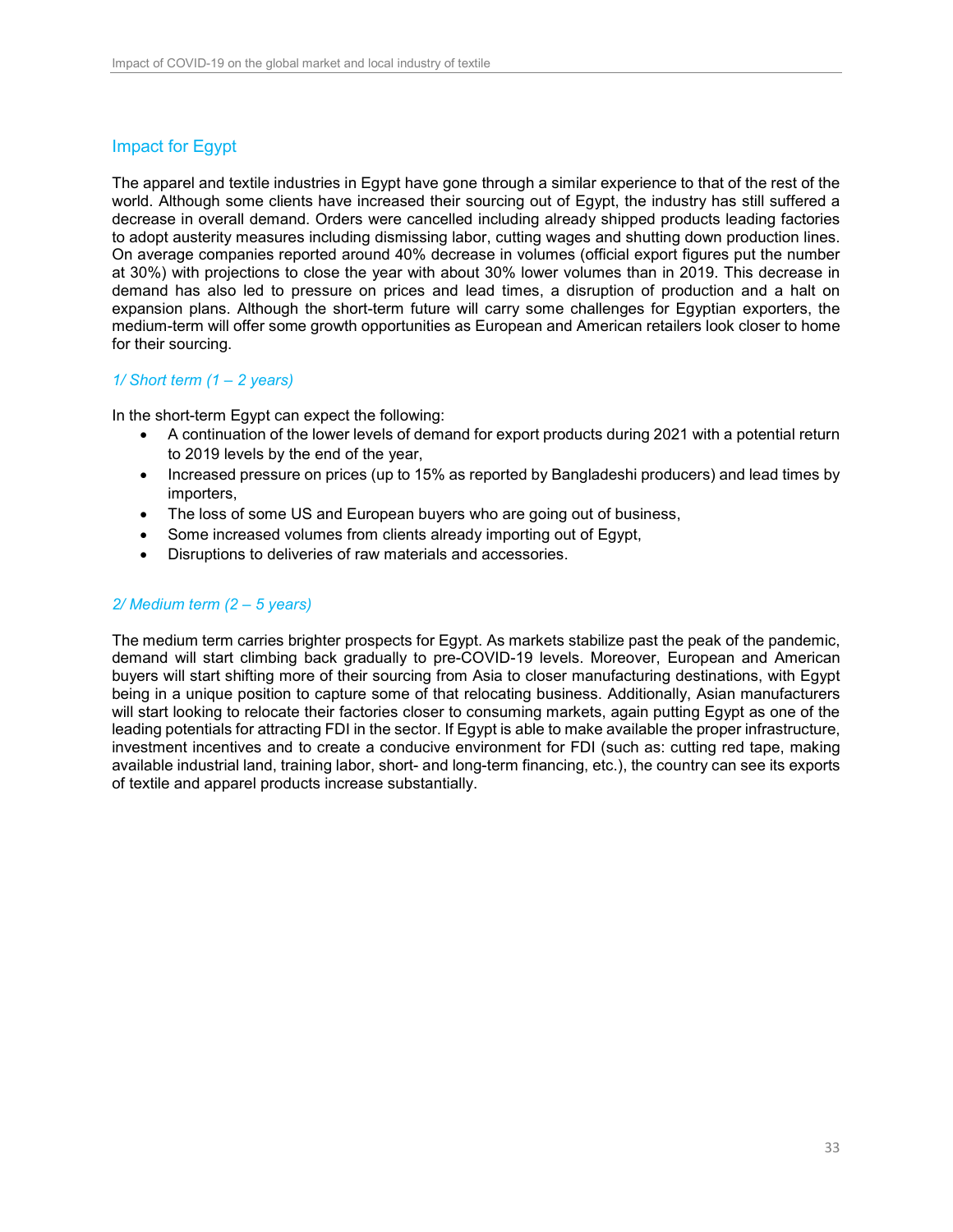## Impact for Egypt

The apparel and textile industries in Egypt have gone through a similar experience to that of the rest of the world. Although some clients have increased their sourcing out of Egypt, the industry has still suffered a decrease in overall demand. Orders were cancelled including already shipped products leading factories to adopt austerity measures including dismissing labor, cutting wages and shutting down production lines. On average companies reported around 40% decrease in volumes (official export figures put the number at 30%) with projections to close the year with about 30% lower volumes than in 2019. This decrease in demand has also led to pressure on prices and lead times, a disruption of production and a halt on expansion plans. Although the short-term future will carry some challenges for Egyptian exporters, the medium-term will offer some growth opportunities as European and American retailers look closer to home for their sourcing.

### *1/ Short term (1 – 2 years)*

In the short-term Egypt can expect the following:

- A continuation of the lower levels of demand for export products during 2021 with a potential return to 2019 levels by the end of the year,
- Increased pressure on prices (up to 15% as reported by Bangladeshi producers) and lead times by importers,
- The loss of some US and European buyers who are going out of business,
- Some increased volumes from clients already importing out of Egypt,
- Disruptions to deliveries of raw materials and accessories.

### *2/ Medium term (2 – 5 years)*

The medium term carries brighter prospects for Egypt. As markets stabilize past the peak of the pandemic, demand will start climbing back gradually to pre-COVID-19 levels. Moreover, European and American buyers will start shifting more of their sourcing from Asia to closer manufacturing destinations, with Egypt being in a unique position to capture some of that relocating business. Additionally, Asian manufacturers will start looking to relocate their factories closer to consuming markets, again putting Egypt as one of the leading potentials for attracting FDI in the sector. If Egypt is able to make available the proper infrastructure, investment incentives and to create a conducive environment for FDI (such as: cutting red tape, making available industrial land, training labor, short- and long-term financing, etc.), the country can see its exports of textile and apparel products increase substantially.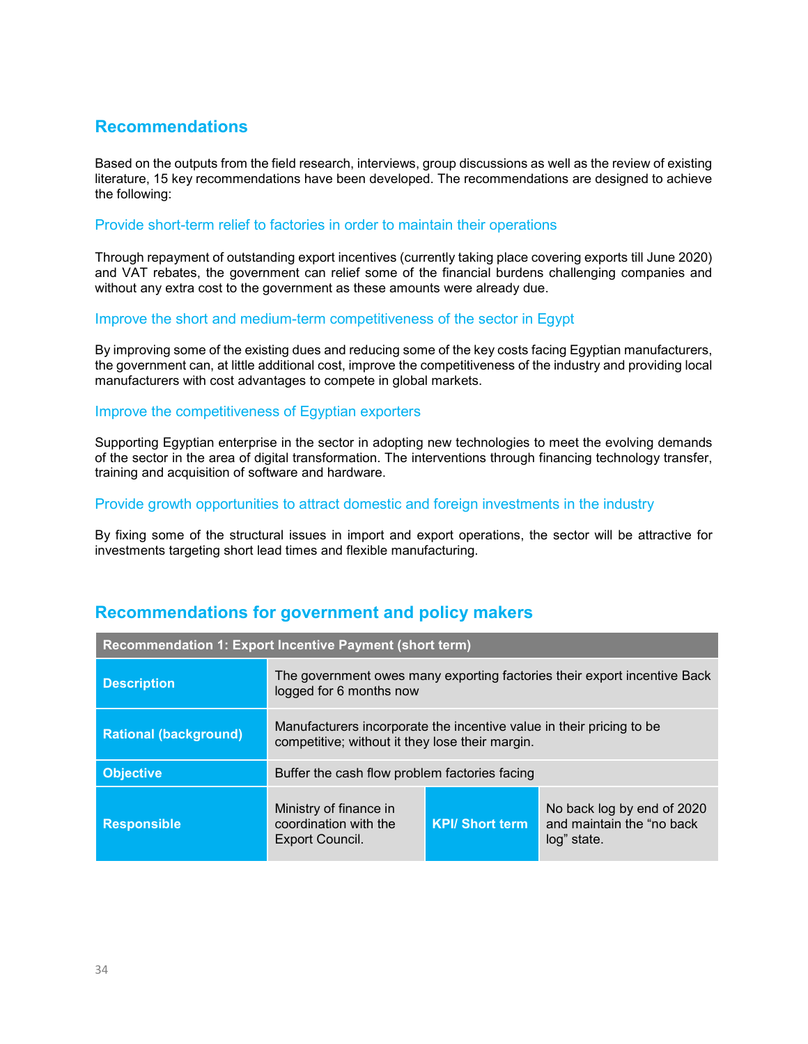## Recommendations

Based on the outputs from the field research, interviews, group discussions as well as the review of existing literature, 15 key recommendations have been developed. The recommendations are designed to achieve the following:

### Provide short-term relief to factories in order to maintain their operations

Through repayment of outstanding export incentives (currently taking place covering exports till June 2020) and VAT rebates, the government can relief some of the financial burdens challenging companies and without any extra cost to the government as these amounts were already due.

### Improve the short and medium-term competitiveness of the sector in Egypt

By improving some of the existing dues and reducing some of the key costs facing Egyptian manufacturers, the government can, at little additional cost, improve the competitiveness of the industry and providing local manufacturers with cost advantages to compete in global markets.

### Improve the competitiveness of Egyptian exporters

Supporting Egyptian enterprise in the sector in adopting new technologies to meet the evolving demands of the sector in the area of digital transformation. The interventions through financing technology transfer, training and acquisition of software and hardware.

### Provide growth opportunities to attract domestic and foreign investments in the industry

By fixing some of the structural issues in import and export operations, the sector will be attractive for investments targeting short lead times and flexible manufacturing.

## Recommendations for government and policy makers

| Recommendation 1: Export Incentive Payment (short term) | | | |
|---|---|---|---|
| **Description** | The government owes many exporting factories their export incentive Back logged for 6 months now | | |
| **Rational (background)** | Manufacturers incorporate the incentive value in their pricing to be competitive; without it they lose their margin. | | |
| **Objective** | Buffer the cash flow problem factories facing | | |
| **Responsible** | Ministry of finance in coordination with the Export Council. | **KPI/ Short term** | No back log by end of 2020 and maintain the “no back log” state. |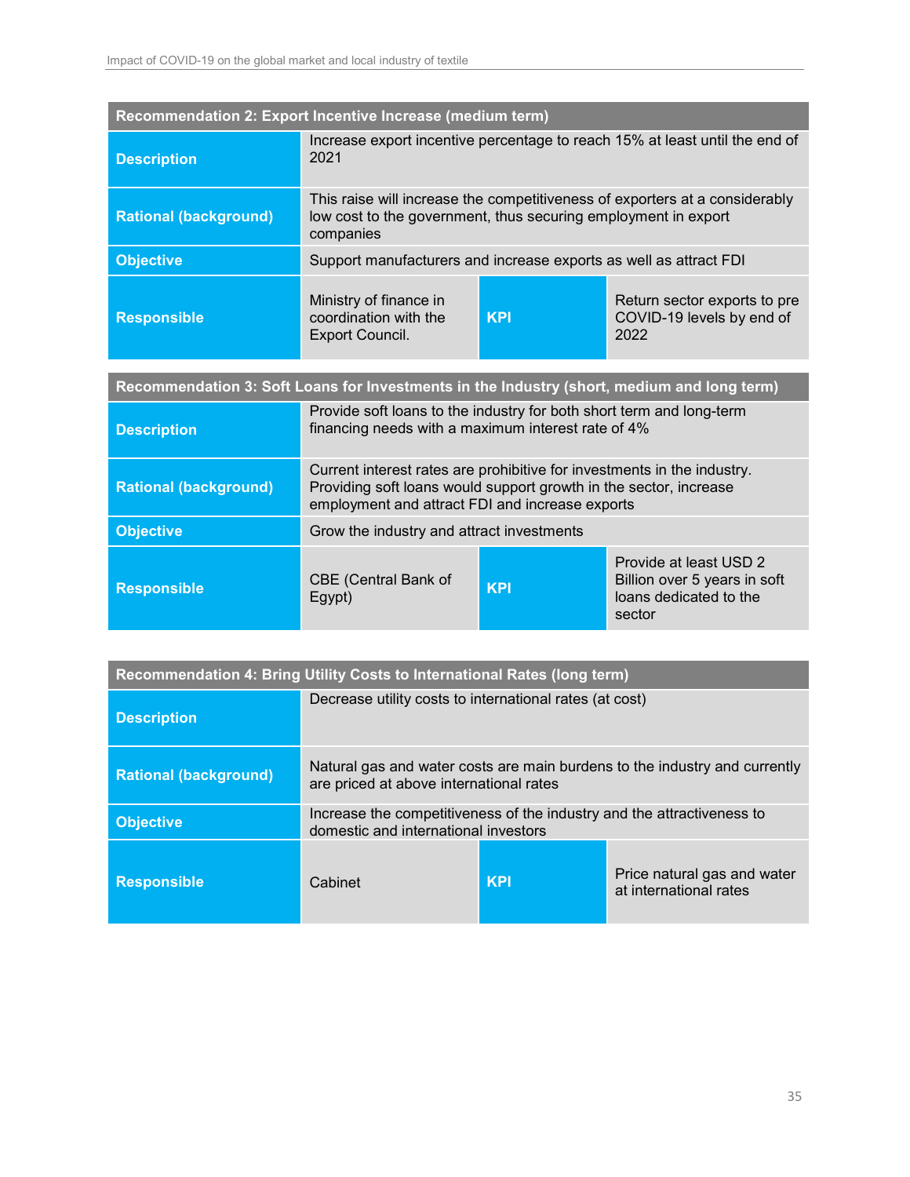| Recommendation 2: Export Incentive Increase (medium term) | | | |
|---|---|---|---|
| **Description** | Increase export incentive percentage to reach 15% at least until the end of 2021 | | |
| **Rational (background)** | This raise will increase the competitiveness of exporters at a considerably low cost to the government, thus securing employment in export companies | | |
| **Objective** | Support manufacturers and increase exports as well as attract FDI | | |
| **Responsible** | Ministry of finance in coordination with the Export Council. | **KPI** | Return sector exports to pre COVID-19 levels by end of 2022 |

| Recommendation 3: Soft Loans for Investments in the Industry (short, medium and long term) | | | |
|---|---|---|---|
| **Description** | Provide soft loans to the industry for both short term and long-term financing needs with a maximum interest rate of 4% | | |
| **Rational (background)** | Current interest rates are prohibitive for investments in the industry. Providing soft loans would support growth in the sector, increase employment and attract FDI and increase exports | | |
| **Objective** | Grow the industry and attract investments | | |
| **Responsible** | CBE (Central Bank of Egypt) | **KPI** | Provide at least USD 2 Billion over 5 years in soft loans dedicated to the sector |

| Recommendation 4: Bring Utility Costs to International Rates (long term) | | | |
|---|---|---|---|
| **Description** | Decrease utility costs to international rates (at cost) | | |
| **Rational (background)** | Natural gas and water costs are main burdens to the industry and currently are priced at above international rates | | |
| **Objective** | Increase the competitiveness of the industry and the attractiveness to domestic and international investors | | |
| **Responsible** | Cabinet | **KPI** | Price natural gas and water at international rates |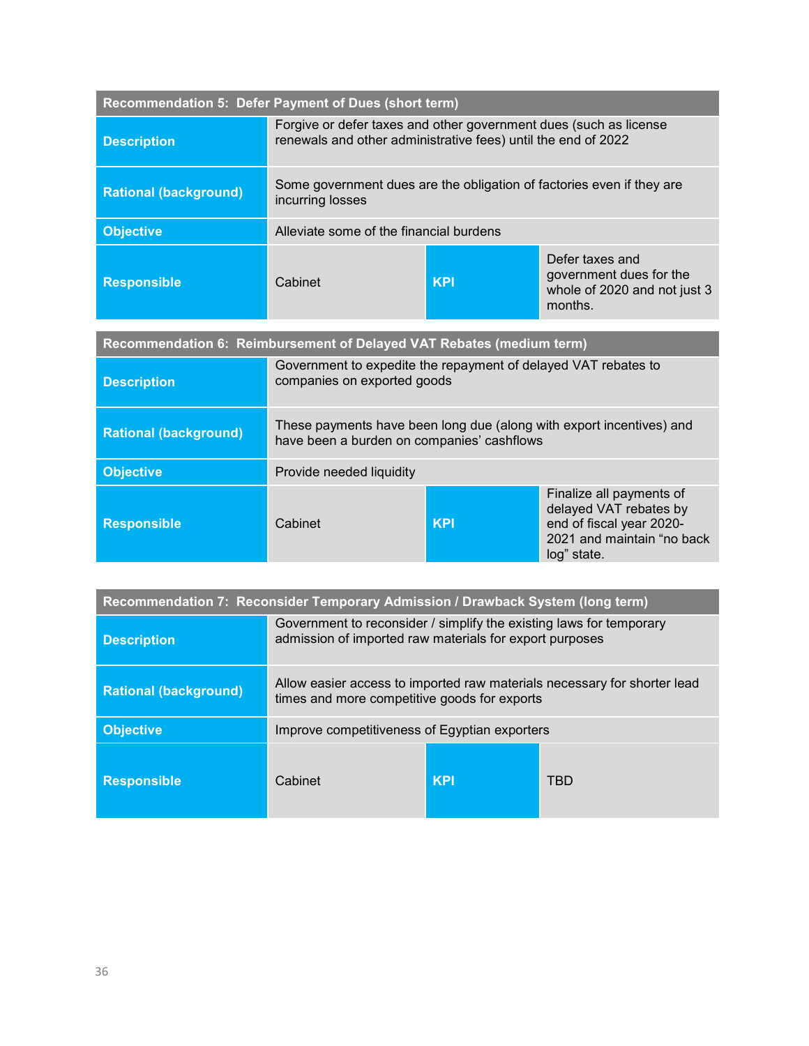| Recommendation 5: Defer Payment of Dues (short term) | | | |
|---|---|---|---|
| **Description** | Forgive or defer taxes and other government dues (such as license renewals and other administrative fees) until the end of 2022 | | |
| **Rational (background)** | Some government dues are the obligation of factories even if they are incurring losses | | |
| **Objective** | Alleviate some of the financial burdens | | |
| **Responsible** | Cabinet | **KPI** | Defer taxes and government dues for the whole of 2020 and not just 3 months. |

| Recommendation 6: Reimbursement of Delayed VAT Rebates (medium term) | | | |
|---|---|---|---|
| **Description** | Government to expedite the repayment of delayed VAT rebates to companies on exported goods | | |
| **Rational (background)** | These payments have been long due (along with export incentives) and have been a burden on companies' cashflows | | |
| **Objective** | Provide needed liquidity | | |
| **Responsible** | Cabinet | **KPI** | Finalize all payments of delayed VAT rebates by end of fiscal year 2020-2021 and maintain "no back log" state. |

| Recommendation 7: Reconsider Temporary Admission / Drawback System (long term) | | | |
|---|---|---|---|
| **Description** | Government to reconsider / simplify the existing laws for temporary admission of imported raw materials for export purposes | | |
| **Rational (background)** | Allow easier access to imported raw materials necessary for shorter lead times and more competitive goods for exports | | |
| **Objective** | Improve competitiveness of Egyptian exporters | | |
| **Responsible** | Cabinet | **KPI** | TBD |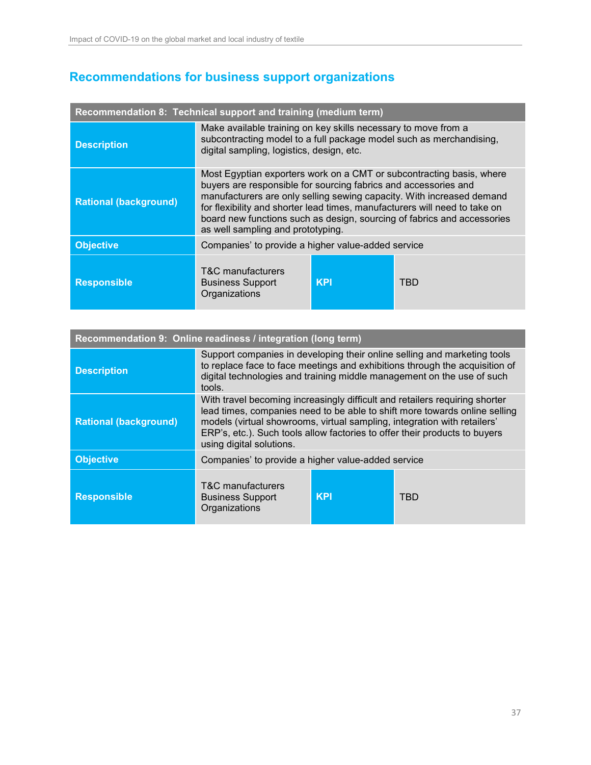## Recommendations for business support organizations

| Recommendation 8: Technical support and training (medium term) | | | |
|---|---|---|---|
| **Description** | Make available training on key skills necessary to move from a subcontracting model to a full package model such as merchandising, digital sampling, logistics, design, etc. | | |
| **Rational (background)** | Most Egyptian exporters work on a CMT or subcontracting basis, where buyers are responsible for sourcing fabrics and accessories and manufacturers are only selling sewing capacity. With increased demand for flexibility and shorter lead times, manufacturers will need to take on board new functions such as design, sourcing of fabrics and accessories as well sampling and prototyping. | | |
| **Objective** | Companies' to provide a higher value-added service | | |
| **Responsible** | T&C manufacturers<br>Business Support Organizations | **KPI** | TBD |

| Recommendation 9: Online readiness / integration (long term) | | | |
|---|---|---|---|
| **Description** | Support companies in developing their online selling and marketing tools to replace face to face meetings and exhibitions through the acquisition of digital technologies and training middle management on the use of such tools. | | |
| **Rational (background)** | With travel becoming increasingly difficult and retailers requiring shorter lead times, companies need to be able to shift more towards online selling models (virtual showrooms, virtual sampling, integration with retailers' ERP's, etc.). Such tools allow factories to offer their products to buyers using digital solutions. | | |
| **Objective** | Companies' to provide a higher value-added service | | |
| **Responsible** | T&C manufacturers<br>Business Support Organizations | **KPI** | TBD |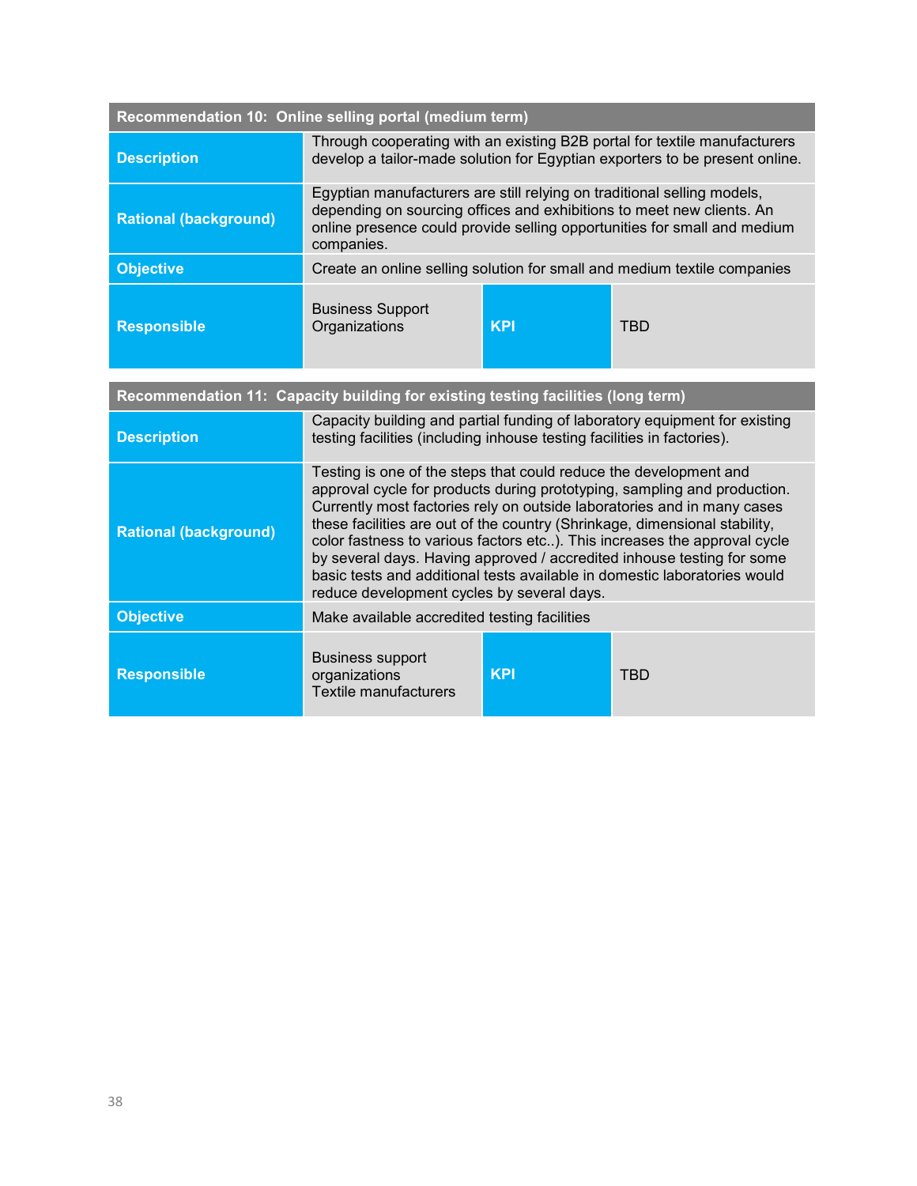| Recommendation 10: Online selling portal (medium term) | | | |
|---|---|---|---|
| **Description** | Through cooperating with an existing B2B portal for textile manufacturers develop a tailor-made solution for Egyptian exporters to be present online. | | |
| **Rational (background)** | Egyptian manufacturers are still relying on traditional selling models, depending on sourcing offices and exhibitions to meet new clients. An online presence could provide selling opportunities for small and medium companies. | | |
| **Objective** | Create an online selling solution for small and medium textile companies | | |
| **Responsible** | Business Support Organizations | **KPI** | TBD |

| Recommendation 11: Capacity building for existing testing facilities (long term) | | | |
|---|---|---|---|
| **Description** | Capacity building and partial funding of laboratory equipment for existing testing facilities (including inhouse testing facilities in factories). | | |
| **Rational (background)** | Testing is one of the steps that could reduce the development and approval cycle for products during prototyping, sampling and production. Currently most factories rely on outside laboratories and in many cases these facilities are out of the country (Shrinkage, dimensional stability, color fastness to various factors etc..). This increases the approval cycle by several days. Having approved / accredited inhouse testing for some basic tests and additional tests available in domestic laboratories would reduce development cycles by several days. | | |
| **Objective** | Make available accredited testing facilities | | |
| **Responsible** | Business support organizations<br>Textile manufacturers | **KPI** | TBD |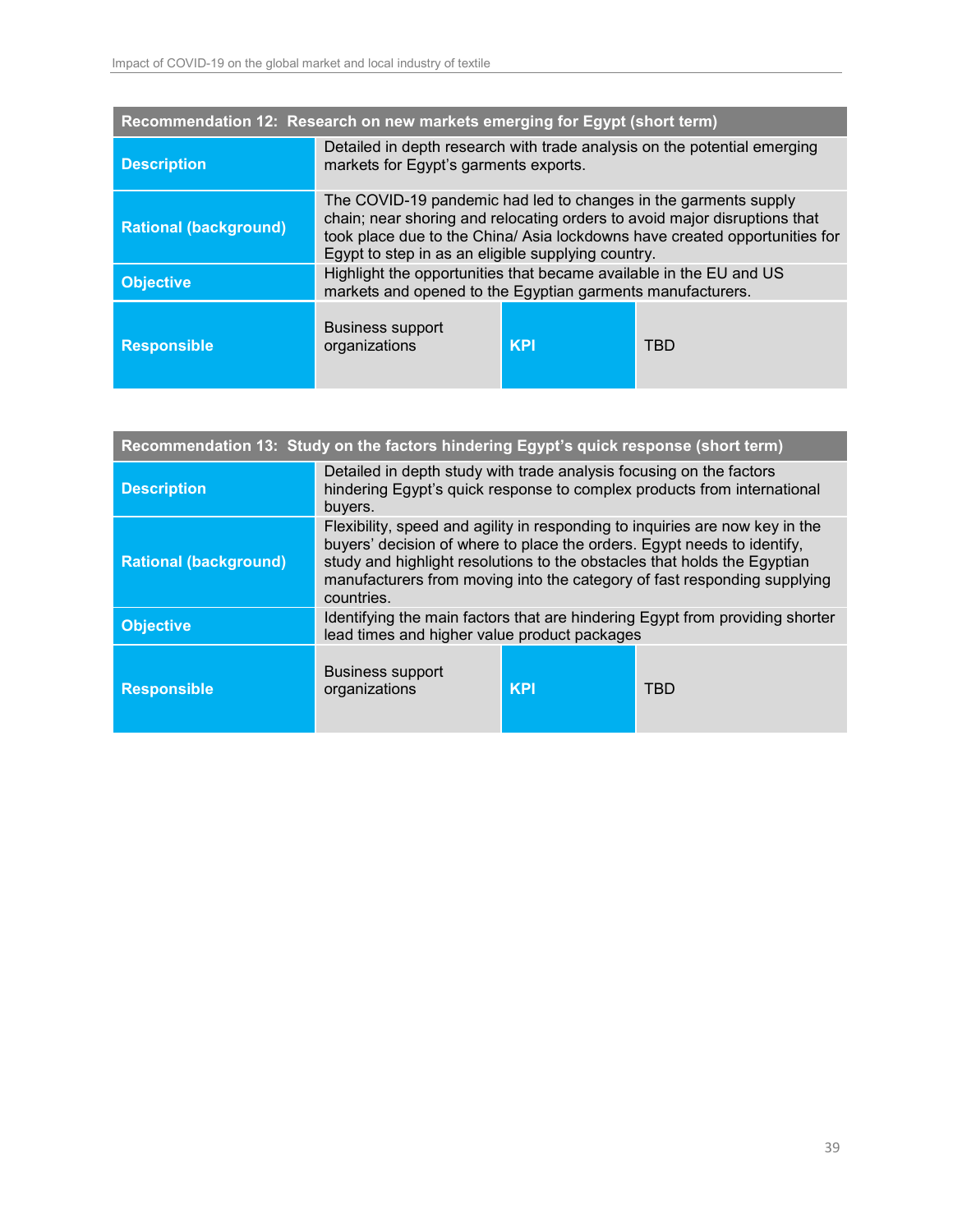| Recommendation 12: Research on new markets emerging for Egypt (short term) | | | |
|---|---|---|---|
| **Description** | Detailed in depth research with trade analysis on the potential emerging markets for Egypt's garments exports. | | |
| **Rational (background)** | The COVID-19 pandemic had led to changes in the garments supply chain; near shoring and relocating orders to avoid major disruptions that took place due to the China/ Asia lockdowns have created opportunities for Egypt to step in as an eligible supplying country. | | |
| **Objective** | Highlight the opportunities that became available in the EU and US markets and opened to the Egyptian garments manufacturers. | | |
| **Responsible** | Business support organizations | **KPI** | TBD |

| Recommendation 13: Study on the factors hindering Egypt's quick response (short term) | | | |
|---|---|---|---|
| **Description** | Detailed in depth study with trade analysis focusing on the factors hindering Egypt's quick response to complex products from international buyers. | | |
| **Rational (background)** | Flexibility, speed and agility in responding to inquiries are now key in the buyers' decision of where to place the orders. Egypt needs to identify, study and highlight resolutions to the obstacles that holds the Egyptian manufacturers from moving into the category of fast responding supplying countries. | | |
| **Objective** | Identifying the main factors that are hindering Egypt from providing shorter lead times and higher value product packages | | |
| **Responsible** | Business support organizations | **KPI** | TBD |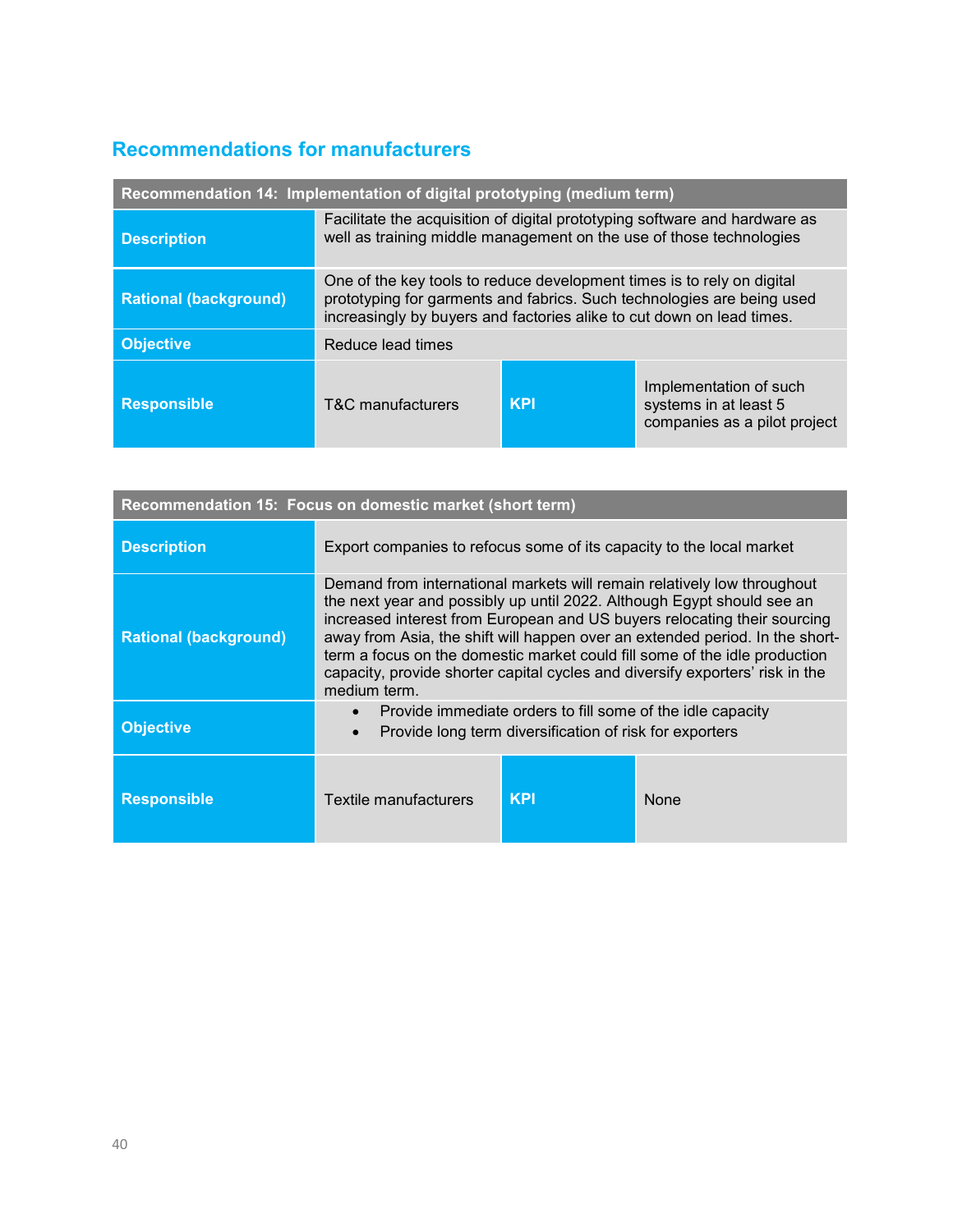## Recommendations for manufacturers

| Recommendation 14: Implementation of digital prototyping (medium term) | | | |
|---|---|---|---|
| **Description** | Facilitate the acquisition of digital prototyping software and hardware as well as training middle management on the use of those technologies | | |
| **Rational (background)** | One of the key tools to reduce development times is to rely on digital prototyping for garments and fabrics. Such technologies are being used increasingly by buyers and factories alike to cut down on lead times. | | |
| **Objective** | Reduce lead times | | |
| **Responsible** | T&C manufacturers | **KPI** | Implementation of such systems in at least 5 companies as a pilot project |

| Recommendation 15: Focus on domestic market (short term) | | | |
|---|---|---|---|
| **Description** | Export companies to refocus some of its capacity to the local market | | |
| **Rational (background)** | Demand from international markets will remain relatively low throughout the next year and possibly up until 2022. Although Egypt should see an increased interest from European and US buyers relocating their sourcing away from Asia, the shift will happen over an extended period. In the short-term a focus on the domestic market could fill some of the idle production capacity, provide shorter capital cycles and diversify exporters' risk in the medium term. | | |
| **Objective** | • Provide immediate orders to fill some of the idle capacity<br>• Provide long term diversification of risk for exporters | | |
| **Responsible** | Textile manufacturers | **KPI** | None |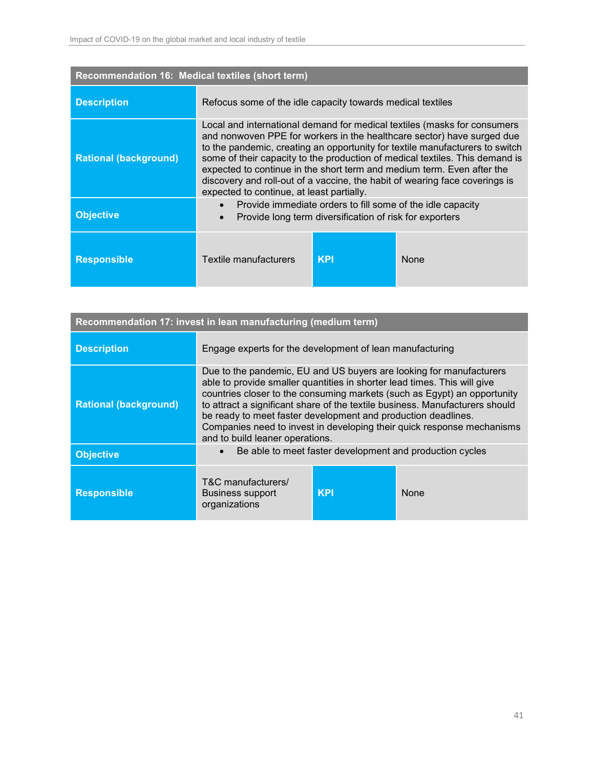| Recommendation 16: Medical textiles (short term) | | | |
|---|---|---|---|
| **Description** | Refocus some of the idle capacity towards medical textiles | | |
| **Rational (background)** | Local and international demand for medical textiles (masks for consumers and nonwoven PPE for workers in the healthcare sector) have surged due to the pandemic, creating an opportunity for textile manufacturers to switch some of their capacity to the production of medical textiles. This demand is expected to continue in the short term and medium term. Even after the discovery and roll-out of a vaccine, the habit of wearing face coverings is expected to continue, at least partially. | | |
| **Objective** | • Provide immediate orders to fill some of the idle capacity<br>• Provide long term diversification of risk for exporters | | |
| **Responsible** | Textile manufacturers | **KPI** | None |

| Recommendation 17: invest in lean manufacturing (medium term) | | | |
|---|---|---|---|
| **Description** | Engage experts for the development of lean manufacturing | | |
| **Rational (background)** | Due to the pandemic, EU and US buyers are looking for manufacturers able to provide smaller quantities in shorter lead times. This will give countries closer to the consuming markets (such as Egypt) an opportunity to attract a significant share of the textile business. Manufacturers should be ready to meet faster development and production deadlines. Companies need to invest in developing their quick response mechanisms and to build leaner operations. | | |
| **Objective** | • Be able to meet faster development and production cycles | | |
| **Responsible** | T&C manufacturers/ Business support organizations | **KPI** | None |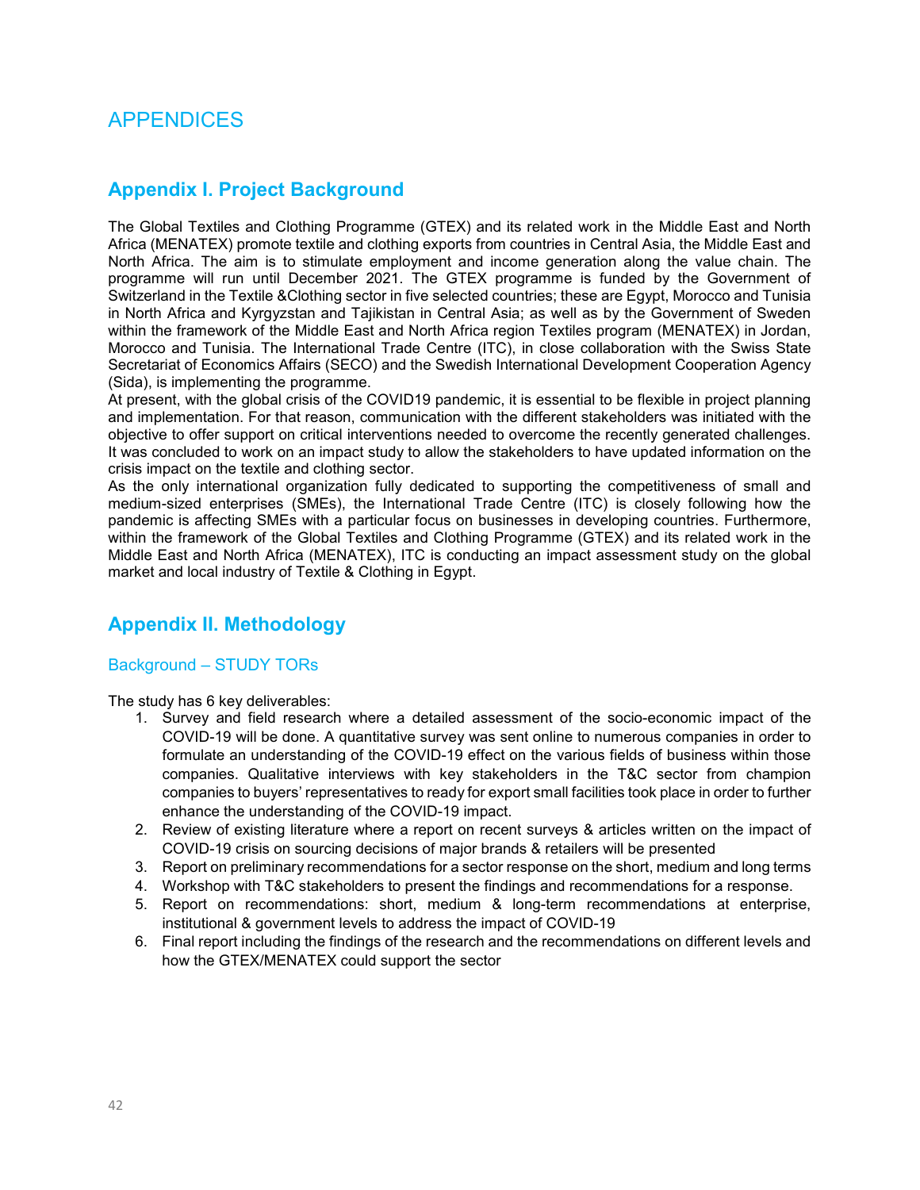# APPENDICES

## Appendix I. Project Background

The Global Textiles and Clothing Programme (GTEX) and its related work in the Middle East and North Africa (MENATEX) promote textile and clothing exports from countries in Central Asia, the Middle East and North Africa. The aim is to stimulate employment and income generation along the value chain. The programme will run until December 2021. The GTEX programme is funded by the Government of Switzerland in the Textile &Clothing sector in five selected countries; these are Egypt, Morocco and Tunisia in North Africa and Kyrgyzstan and Tajikistan in Central Asia; as well as by the Government of Sweden within the framework of the Middle East and North Africa region Textiles program (MENATEX) in Jordan, Morocco and Tunisia. The International Trade Centre (ITC), in close collaboration with the Swiss State Secretariat of Economics Affairs (SECO) and the Swedish International Development Cooperation Agency (Sida), is implementing the programme.

At present, with the global crisis of the COVID19 pandemic, it is essential to be flexible in project planning and implementation. For that reason, communication with the different stakeholders was initiated with the objective to offer support on critical interventions needed to overcome the recently generated challenges. It was concluded to work on an impact study to allow the stakeholders to have updated information on the crisis impact on the textile and clothing sector.

As the only international organization fully dedicated to supporting the competitiveness of small and medium-sized enterprises (SMEs), the International Trade Centre (ITC) is closely following how the pandemic is affecting SMEs with a particular focus on businesses in developing countries. Furthermore, within the framework of the Global Textiles and Clothing Programme (GTEX) and its related work in the Middle East and North Africa (MENATEX), ITC is conducting an impact assessment study on the global market and local industry of Textile & Clothing in Egypt.

## Appendix II. Methodology

### Background – STUDY TORs

The study has 6 key deliverables:

1. Survey and field research where a detailed assessment of the socio-economic impact of the COVID-19 will be done. A quantitative survey was sent online to numerous companies in order to formulate an understanding of the COVID-19 effect on the various fields of business within those companies. Qualitative interviews with key stakeholders in the T&C sector from champion companies to buyers' representatives to ready for export small facilities took place in order to further enhance the understanding of the COVID-19 impact.
2. Review of existing literature where a report on recent surveys & articles written on the impact of COVID-19 crisis on sourcing decisions of major brands & retailers will be presented
3. Report on preliminary recommendations for a sector response on the short, medium and long terms
4. Workshop with T&C stakeholders to present the findings and recommendations for a response.
5. Report on recommendations: short, medium & long-term recommendations at enterprise, institutional & government levels to address the impact of COVID-19
6. Final report including the findings of the research and the recommendations on different levels and how the GTEX/MENATEX could support the sector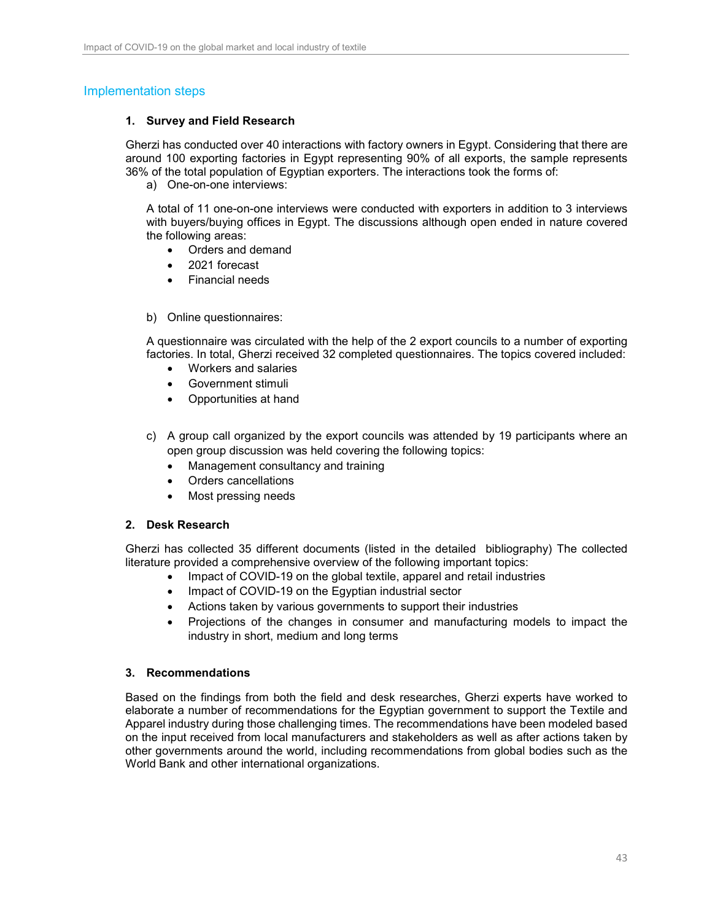## Implementation steps

### 1. Survey and Field Research

Gherzi has conducted over 40 interactions with factory owners in Egypt. Considering that there are around 100 exporting factories in Egypt representing 90% of all exports, the sample represents 36% of the total population of Egyptian exporters. The interactions took the forms of:

a) One-on-one interviews:

A total of 11 one-on-one interviews were conducted with exporters in addition to 3 interviews with buyers/buying offices in Egypt. The discussions although open ended in nature covered the following areas:

- Orders and demand
- 2021 forecast
- Financial needs

b) Online questionnaires:

A questionnaire was circulated with the help of the 2 export councils to a number of exporting factories. In total, Gherzi received 32 completed questionnaires. The topics covered included:

- Workers and salaries
- Government stimuli
- Opportunities at hand

c) A group call organized by the export councils was attended by 19 participants where an open group discussion was held covering the following topics:

- Management consultancy and training
- Orders cancellations
- Most pressing needs

### 2. Desk Research

Gherzi has collected 35 different documents (listed in the detailed bibliography) The collected literature provided a comprehensive overview of the following important topics:

- Impact of COVID-19 on the global textile, apparel and retail industries
- Impact of COVID-19 on the Egyptian industrial sector
- Actions taken by various governments to support their industries
- Projections of the changes in consumer and manufacturing models to impact the industry in short, medium and long terms

### 3. Recommendations

Based on the findings from both the field and desk researches, Gherzi experts have worked to elaborate a number of recommendations for the Egyptian government to support the Textile and Apparel industry during those challenging times. The recommendations have been modeled based on the input received from local manufacturers and stakeholders as well as after actions taken by other governments around the world, including recommendations from global bodies such as the World Bank and other international organizations.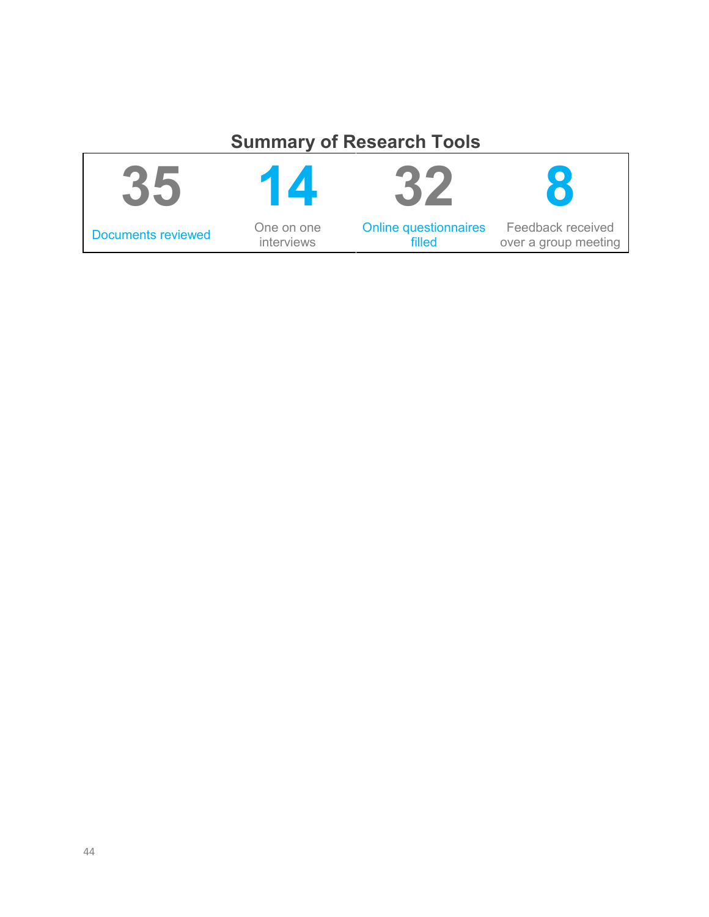## Summary of Research Tools

| 35 | 14 | 32 | 8 |
| --- | --- | --- | --- |
| Documents reviewed | One on one interviews | Online questionnaires filled | Feedback received over a group meeting |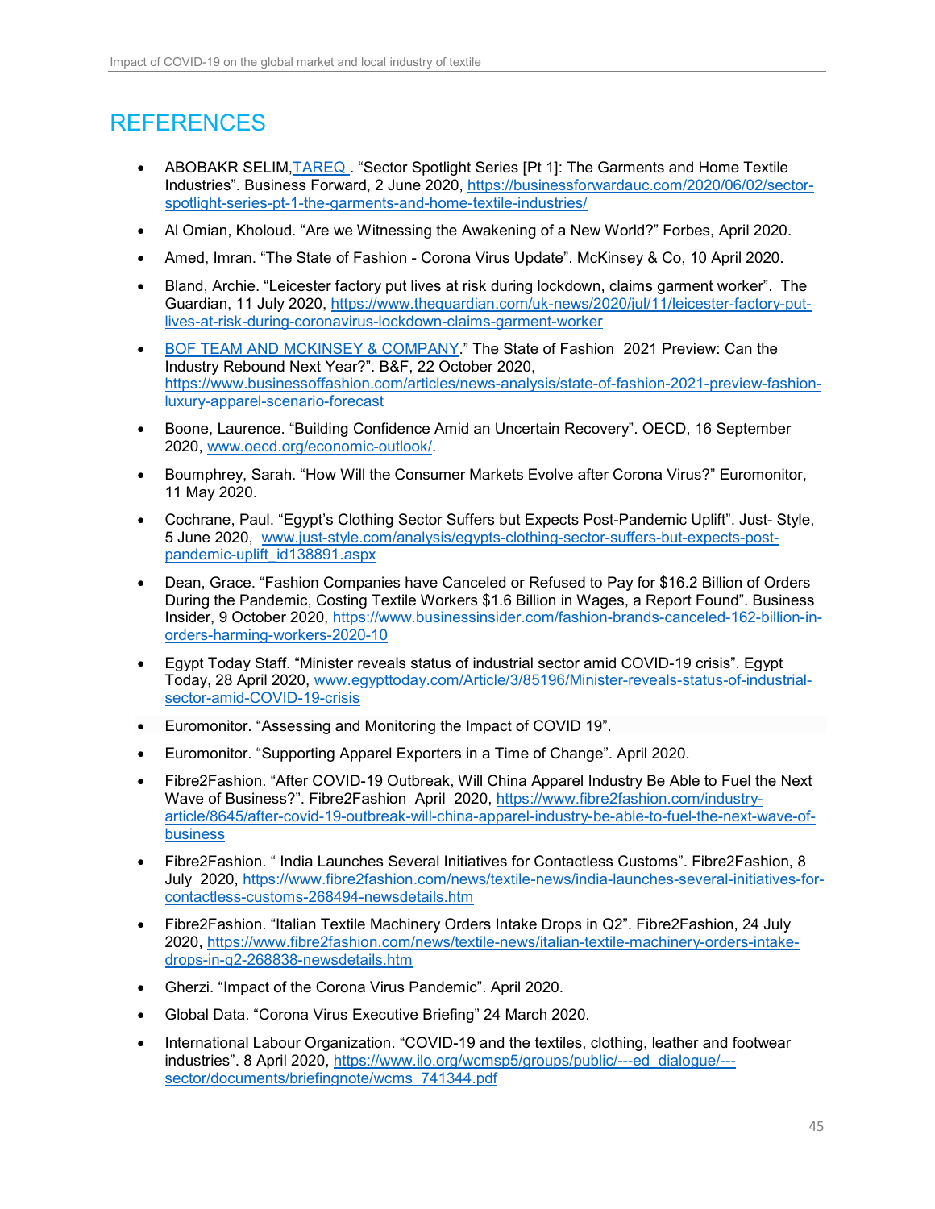# REFERENCES

- ABOBAKR SELIM,TAREQ . "Sector Spotlight Series [Pt 1]: The Garments and Home Textile Industries". Business Forward, 2 June 2020, https://businessforwardauc.com/2020/06/02/sector-spotlight-series-pt-1-the-garments-and-home-textile-industries/
- Al Omian, Kholoud. "Are we Witnessing the Awakening of a New World?" Forbes, April 2020.
- Amed, Imran. "The State of Fashion - Corona Virus Update". McKinsey & Co, 10 April 2020.
- Bland, Archie. "Leicester factory put lives at risk during lockdown, claims garment worker". The Guardian, 11 July 2020, https://www.theguardian.com/uk-news/2020/jul/11/leicester-factory-put-lives-at-risk-during-coronavirus-lockdown-claims-garment-worker
- BOF TEAM AND MCKINSEY & COMPANY." The State of Fashion 2021 Preview: Can the Industry Rebound Next Year?". B&F, 22 October 2020, https://www.businessoffashion.com/articles/news-analysis/state-of-fashion-2021-preview-fashion-luxury-apparel-scenario-forecast
- Boone, Laurence. "Building Confidence Amid an Uncertain Recovery". OECD, 16 September 2020, www.oecd.org/economic-outlook/.
- Boumphrey, Sarah. "How Will the Consumer Markets Evolve after Corona Virus?" Euromonitor, 11 May 2020.
- Cochrane, Paul. "Egypt's Clothing Sector Suffers but Expects Post-Pandemic Uplift". Just- Style, 5 June 2020, www.just-style.com/analysis/egypts-clothing-sector-suffers-but-expects-post-pandemic-uplift_id138891.aspx
- Dean, Grace. "Fashion Companies have Canceled or Refused to Pay for $16.2 Billion of Orders During the Pandemic, Costing Textile Workers $1.6 Billion in Wages, a Report Found". Business Insider, 9 October 2020, https://www.businessinsider.com/fashion-brands-canceled-162-billion-in-orders-harming-workers-2020-10
- Egypt Today Staff. "Minister reveals status of industrial sector amid COVID-19 crisis". Egypt Today, 28 April 2020, www.egypttoday.com/Article/3/85196/Minister-reveals-status-of-industrial-sector-amid-COVID-19-crisis
- Euromonitor. "Assessing and Monitoring the Impact of COVID 19".
- Euromonitor. "Supporting Apparel Exporters in a Time of Change". April 2020.
- Fibre2Fashion. "After COVID-19 Outbreak, Will China Apparel Industry Be Able to Fuel the Next Wave of Business?". Fibre2Fashion April 2020, https://www.fibre2fashion.com/industry-article/8645/after-covid-19-outbreak-will-china-apparel-industry-be-able-to-fuel-the-next-wave-of-business
- Fibre2Fashion. " India Launches Several Initiatives for Contactless Customs". Fibre2Fashion, 8 July 2020, https://www.fibre2fashion.com/news/textile-news/india-launches-several-initiatives-for-contactless-customs-268494-newsdetails.htm
- Fibre2Fashion. "Italian Textile Machinery Orders Intake Drops in Q2". Fibre2Fashion, 24 July 2020, https://www.fibre2fashion.com/news/textile-news/italian-textile-machinery-orders-intake-drops-in-q2-268838-newsdetails.htm
- Gherzi. "Impact of the Corona Virus Pandemic". April 2020.
- Global Data. "Corona Virus Executive Briefing" 24 March 2020.
- International Labour Organization. "COVID-19 and the textiles, clothing, leather and footwear industries". 8 April 2020, https://www.ilo.org/wcmsp5/groups/public/---ed_dialogue/---sector/documents/briefingnote/wcms_741344.pdf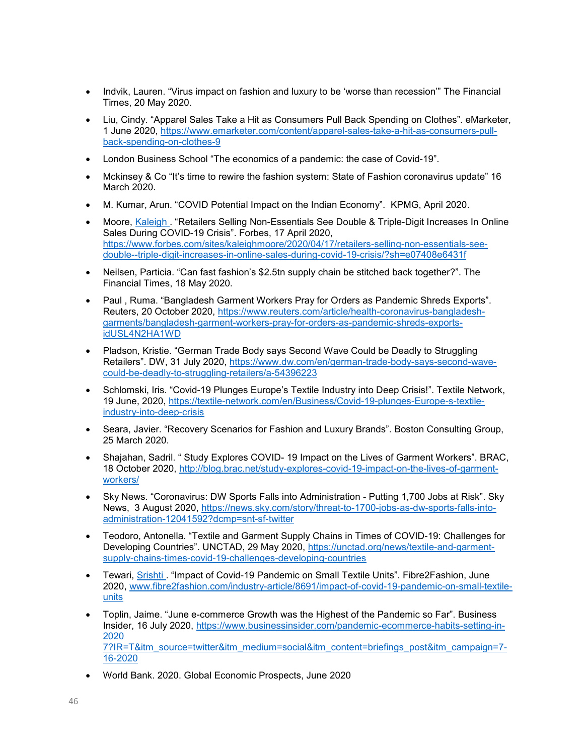- Indvik, Lauren. "Virus impact on fashion and luxury to be 'worse than recession'" The Financial Times, 20 May 2020.
- Liu, Cindy. "Apparel Sales Take a Hit as Consumers Pull Back Spending on Clothes". eMarketer, 1 June 2020, https://www.emarketer.com/content/apparel-sales-take-a-hit-as-consumers-pull-back-spending-on-clothes-9
- London Business School "The economics of a pandemic: the case of Covid-19".
- Mckinsey & Co "It's time to rewire the fashion system: State of Fashion coronavirus update" 16 March 2020.
- M. Kumar, Arun. "COVID Potential Impact on the Indian Economy". KPMG, April 2020.
- Moore, Kaleigh . "Retailers Selling Non-Essentials See Double & Triple-Digit Increases In Online Sales During COVID-19 Crisis". Forbes, 17 April 2020, https://www.forbes.com/sites/kaleighmoore/2020/04/17/retailers-selling-non-essentials-see-double--triple-digit-increases-in-online-sales-during-covid-19-crisis/?sh=e07408e6431f
- Neilsen, Particia. "Can fast fashion's $2.5tn supply chain be stitched back together?". The Financial Times, 18 May 2020.
- Paul , Ruma. "Bangladesh Garment Workers Pray for Orders as Pandemic Shreds Exports". Reuters, 20 October 2020, https://www.reuters.com/article/health-coronavirus-bangladesh-garments/bangladesh-garment-workers-pray-for-orders-as-pandemic-shreds-exports-idUSL4N2HA1WD
- Pladson, Kristie. "German Trade Body says Second Wave Could be Deadly to Struggling Retailers". DW, 31 July 2020, https://www.dw.com/en/german-trade-body-says-second-wave-could-be-deadly-to-struggling-retailers/a-54396223
- Schlomski, Iris. "Covid-19 Plunges Europe's Textile Industry into Deep Crisis!". Textile Network, 19 June, 2020, https://textile-network.com/en/Business/Covid-19-plunges-Europe-s-textile-industry-into-deep-crisis
- Seara, Javier. "Recovery Scenarios for Fashion and Luxury Brands". Boston Consulting Group, 25 March 2020.
- Shajahan, Sadril. " Study Explores COVID- 19 Impact on the Lives of Garment Workers". BRAC, 18 October 2020, http://blog.brac.net/study-explores-covid-19-impact-on-the-lives-of-garment-workers/
- Sky News. "Coronavirus: DW Sports Falls into Administration - Putting 1,700 Jobs at Risk". Sky News, 3 August 2020, https://news.sky.com/story/threat-to-1700-jobs-as-dw-sports-falls-into-administration-12041592?dcmp=snt-sf-twitter
- Teodoro, Antonella. "Textile and Garment Supply Chains in Times of COVID-19: Challenges for Developing Countries". UNCTAD, 29 May 2020, https://unctad.org/news/textile-and-garment-supply-chains-times-covid-19-challenges-developing-countries
- Tewari, Srishti . "Impact of Covid-19 Pandemic on Small Textile Units". Fibre2Fashion, June 2020, www.fibre2fashion.com/industry-article/8691/impact-of-covid-19-pandemic-on-small-textile-units
- Toplin, Jaime. "June e-commerce Growth was the Highest of the Pandemic so Far". Business Insider, 16 July 2020, https://www.businessinsider.com/pandemic-ecommerce-habits-setting-in-2020 7?IR=T&itm_source=twitter&itm_medium=social&itm_content=briefings_post&itm_campaign=7-16-2020
- World Bank. 2020. Global Economic Prospects, June 2020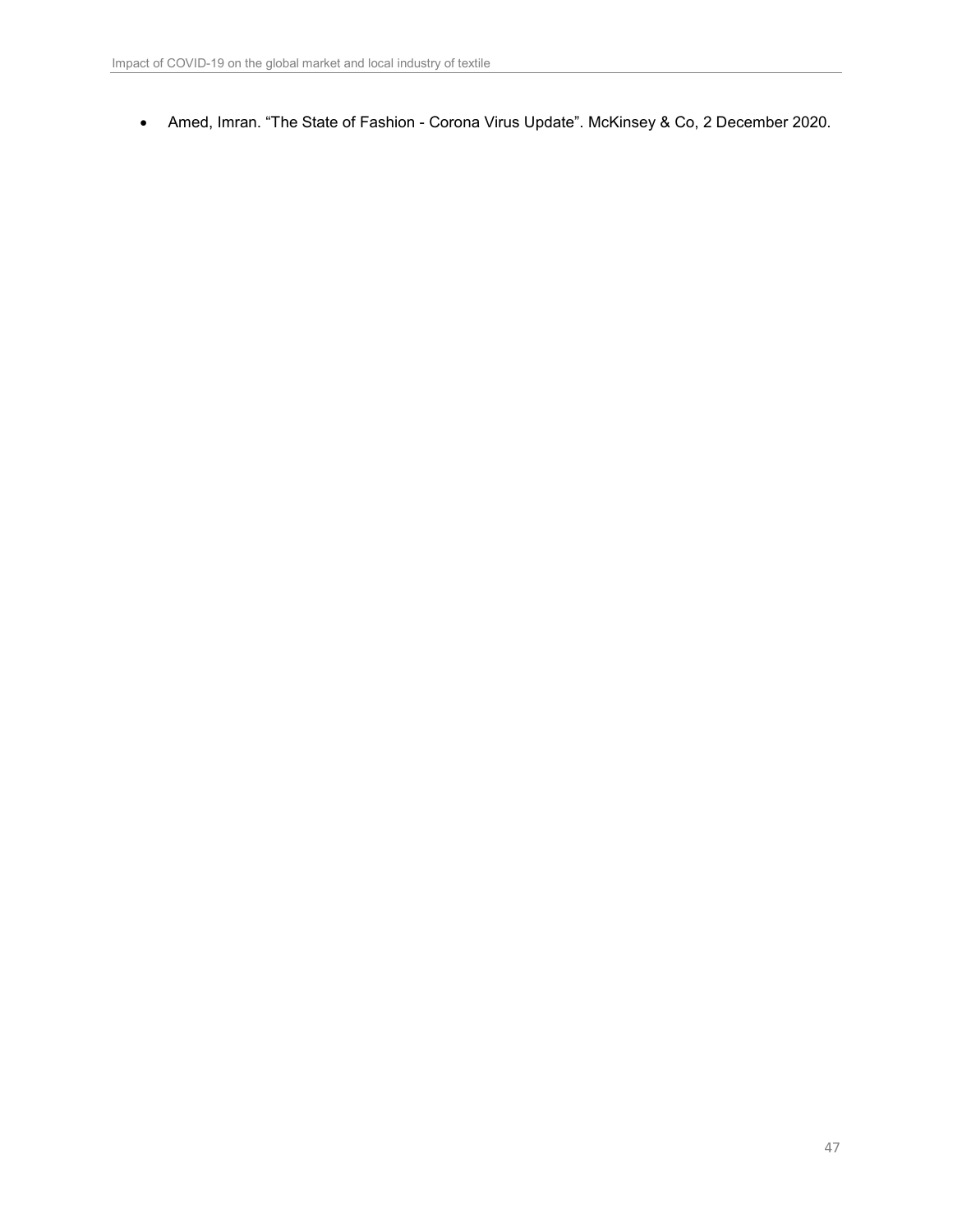- Amed, Imran. “The State of Fashion - Corona Virus Update”. McKinsey & Co, 2 December 2020.